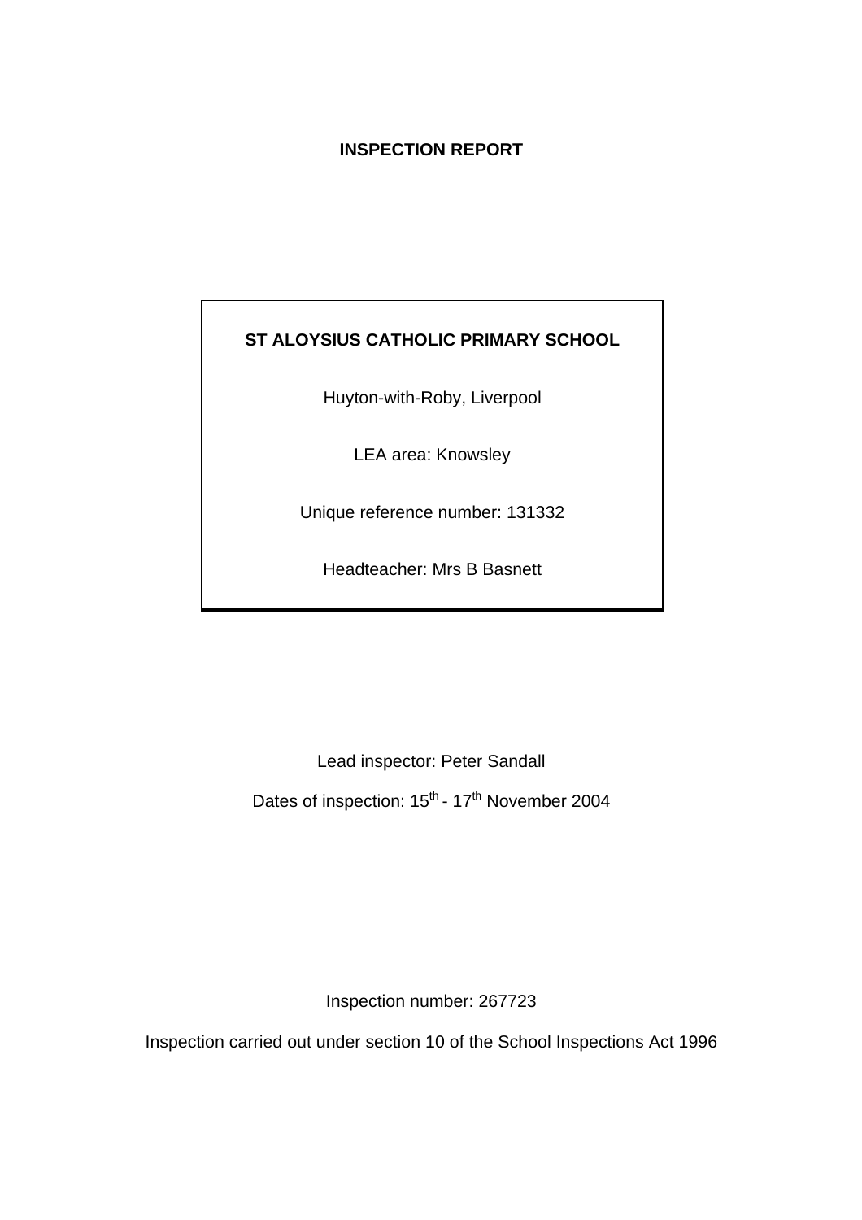# INSPECTION REPORT

**ST ALOYSIUS CATHOLIC PRIMARY SCHOOL**

Huyton-with-Roby, Liverpool

LEA area: Knowsley

Unique reference number: 131332

Headteacher: Mrs B Basnett

Lead inspector: Peter Sandall

Dates of inspection: 15th - 17th November 2004

Inspection number: 267723

Inspection carried out under section 10 of the School Inspections Act 1996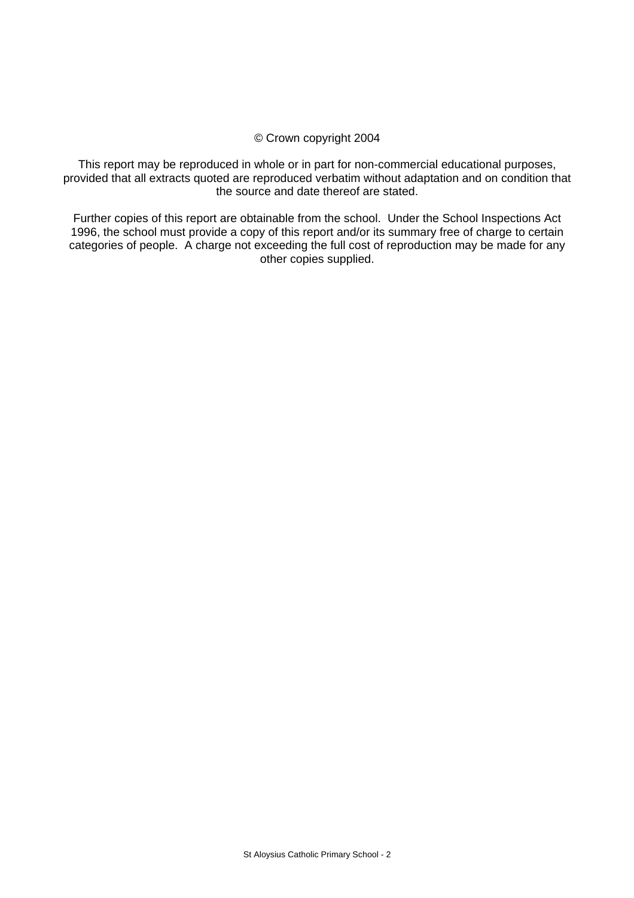© Crown copyright 2004

This report may be reproduced in whole or in part for non-commercial educational purposes, provided that all extracts quoted are reproduced verbatim without adaptation and on condition that the source and date thereof are stated.

Further copies of this report are obtainable from the school. Under the School Inspections Act 1996, the school must provide a copy of this report and/or its summary free of charge to certain categories of people. A charge not exceeding the full cost of reproduction may be made for any other copies supplied.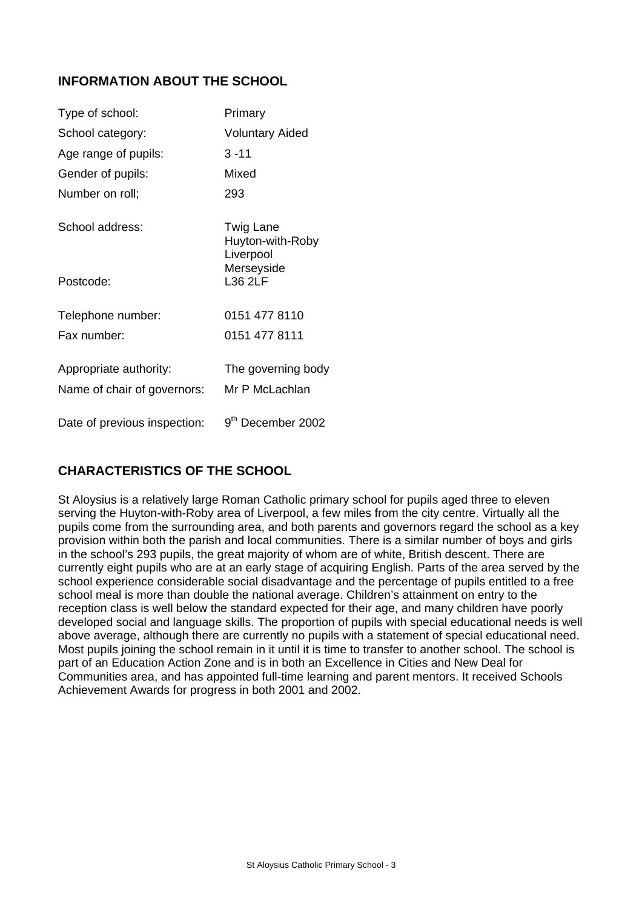## INFORMATION ABOUT THE SCHOOL

| | |
|---|---|
| Type of school: | Primary |
| School category: | Voluntary Aided |
| Age range of pupils: | 3 -11 |
| Gender of pupils: | Mixed |
| Number on roll; | 293 |
| School address: | Twig Lane<br>Huyton-with-Roby<br>Liverpool<br>Merseyside |
| Postcode: | L36 2LF |
| Telephone number: | 0151 477 8110 |
| Fax number: | 0151 477 8111 |
| Appropriate authority: | The governing body |
| Name of chair of governors: | Mr P McLachlan |
| Date of previous inspection: | 9th December 2002 |

## CHARACTERISTICS OF THE SCHOOL

St Aloysius is a relatively large Roman Catholic primary school for pupils aged three to eleven serving the Huyton-with-Roby area of Liverpool, a few miles from the city centre. Virtually all the pupils come from the surrounding area, and both parents and governors regard the school as a key provision within both the parish and local communities. There is a similar number of boys and girls in the school's 293 pupils, the great majority of whom are of white, British descent. There are currently eight pupils who are at an early stage of acquiring English. Parts of the area served by the school experience considerable social disadvantage and the percentage of pupils entitled to a free school meal is more than double the national average. Children's attainment on entry to the reception class is well below the standard expected for their age, and many children have poorly developed social and language skills. The proportion of pupils with special educational needs is well above average, although there are currently no pupils with a statement of special educational need. Most pupils joining the school remain in it until it is time to transfer to another school. The school is part of an Education Action Zone and is in both an Excellence in Cities and New Deal for Communities area, and has appointed full-time learning and parent mentors. It received Schools Achievement Awards for progress in both 2001 and 2002.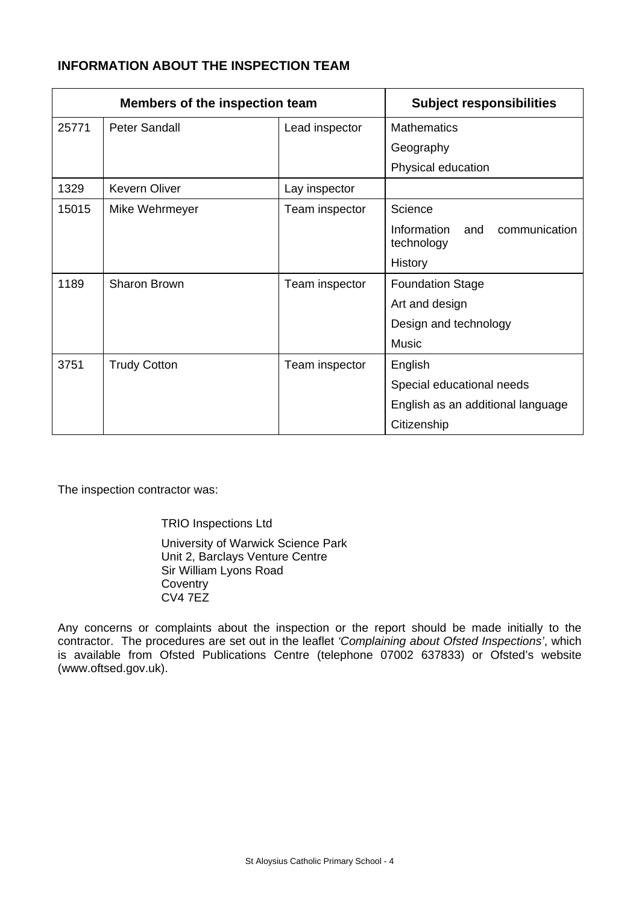## INFORMATION ABOUT THE INSPECTION TEAM

| Members of the inspection team | | | Subject responsibilities |
|---|---|---|---|
| 25771 | Peter Sandall | Lead inspector | Mathematics<br>Geography<br>Physical education |
| 1329 | Kevern Oliver | Lay inspector | |
| 15015 | Mike Wehrmeyer | Team inspector | Science<br>Information and communication technology<br>History |
| 1189 | Sharon Brown | Team inspector | Foundation Stage<br>Art and design<br>Design and technology<br>Music |
| 3751 | Trudy Cotton | Team inspector | English<br>Special educational needs<br>English as an additional language<br>Citizenship |

The inspection contractor was:

TRIO Inspections Ltd

University of Warwick Science Park
Unit 2, Barclays Venture Centre
Sir William Lyons Road
Coventry
CV4 7EZ

Any concerns or complaints about the inspection or the report should be made initially to the contractor. The procedures are set out in the leaflet *'Complaining about Ofsted Inspections'*, which is available from Ofsted Publications Centre (telephone 07002 637833) or Ofsted's website (www.oftsed.gov.uk).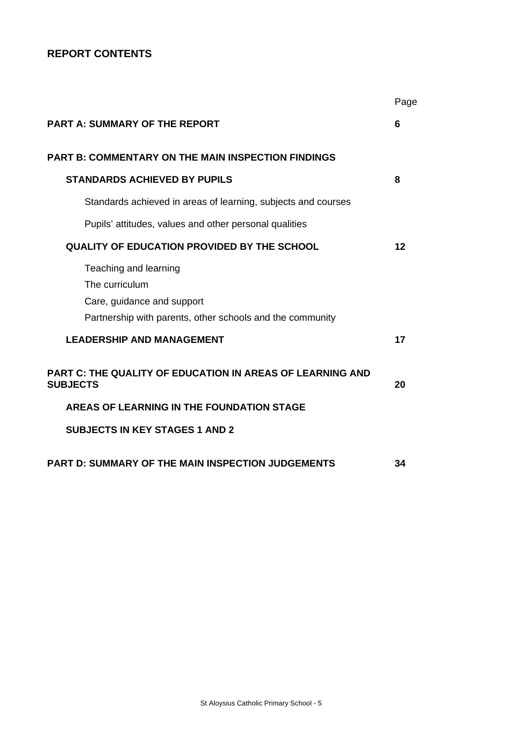## REPORT CONTENTS

| | Page |
|---|---|
| **PART A: SUMMARY OF THE REPORT** | **6** |
| **PART B: COMMENTARY ON THE MAIN INSPECTION FINDINGS** | |
| **STANDARDS ACHIEVED BY PUPILS** | **8** |
| Standards achieved in areas of learning, subjects and courses | |
| Pupils' attitudes, values and other personal qualities | |
| **QUALITY OF EDUCATION PROVIDED BY THE SCHOOL** | **12** |
| Teaching and learning | |
| The curriculum | |
| Care, guidance and support | |
| Partnership with parents, other schools and the community | |
| **LEADERSHIP AND MANAGEMENT** | **17** |
| **PART C: THE QUALITY OF EDUCATION IN AREAS OF LEARNING AND SUBJECTS** | **20** |
| **AREAS OF LEARNING IN THE FOUNDATION STAGE** | |
| **SUBJECTS IN KEY STAGES 1 AND 2** | |
| **PART D: SUMMARY OF THE MAIN INSPECTION JUDGEMENTS** | **34** |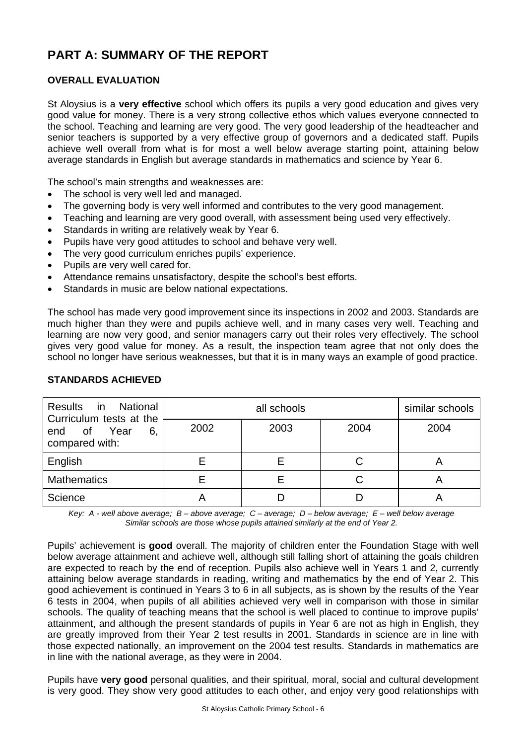# PART A: SUMMARY OF THE REPORT

## OVERALL EVALUATION

St Aloysius is a **very effective** school which offers its pupils a very good education and gives very good value for money. There is a very strong collective ethos which values everyone connected to the school. Teaching and learning are very good. The very good leadership of the headteacher and senior teachers is supported by a very effective group of governors and a dedicated staff. Pupils achieve well overall from what is for most a well below average starting point, attaining below average standards in English but average standards in mathematics and science by Year 6.

The school's main strengths and weaknesses are:

- The school is very well led and managed.
- The governing body is very well informed and contributes to the very good management.
- Teaching and learning are very good overall, with assessment being used very effectively.
- Standards in writing are relatively weak by Year 6.
- Pupils have very good attitudes to school and behave very well.
- The very good curriculum enriches pupils' experience.
- Pupils are very well cared for.
- Attendance remains unsatisfactory, despite the school's best efforts.
- Standards in music are below national expectations.

The school has made very good improvement since its inspections in 2002 and 2003. Standards are much higher than they were and pupils achieve well, and in many cases very well. Teaching and learning are now very good, and senior managers carry out their roles very effectively. The school gives very good value for money. As a result, the inspection team agree that not only does the school no longer have serious weaknesses, but that it is in many ways an example of good practice.

## STANDARDS ACHIEVED

| Results in National Curriculum tests at the end of Year 6, compared with: | all schools | | | similar schools |
|---|---|---|---|---|
| | 2002 | 2003 | 2004 | 2004 |
| English | E | E | C | A |
| Mathematics | E | E | C | A |
| Science | A | D | D | A |

*Key: A - well above average; B – above average; C – average; D – below average; E – well below average*
*Similar schools are those whose pupils attained similarly at the end of Year 2.*

Pupils' achievement is **good** overall. The majority of children enter the Foundation Stage with well below average attainment and achieve well, although still falling short of attaining the goals children are expected to reach by the end of reception. Pupils also achieve well in Years 1 and 2, currently attaining below average standards in reading, writing and mathematics by the end of Year 2. This good achievement is continued in Years 3 to 6 in all subjects, as is shown by the results of the Year 6 tests in 2004, when pupils of all abilities achieved very well in comparison with those in similar schools. The quality of teaching means that the school is well placed to continue to improve pupils' attainment, and although the present standards of pupils in Year 6 are not as high in English, they are greatly improved from their Year 2 test results in 2001. Standards in science are in line with those expected nationally, an improvement on the 2004 test results. Standards in mathematics are in line with the national average, as they were in 2004.

Pupils have **very good** personal qualities, and their spiritual, moral, social and cultural development is very good. They show very good attitudes to each other, and enjoy very good relationships with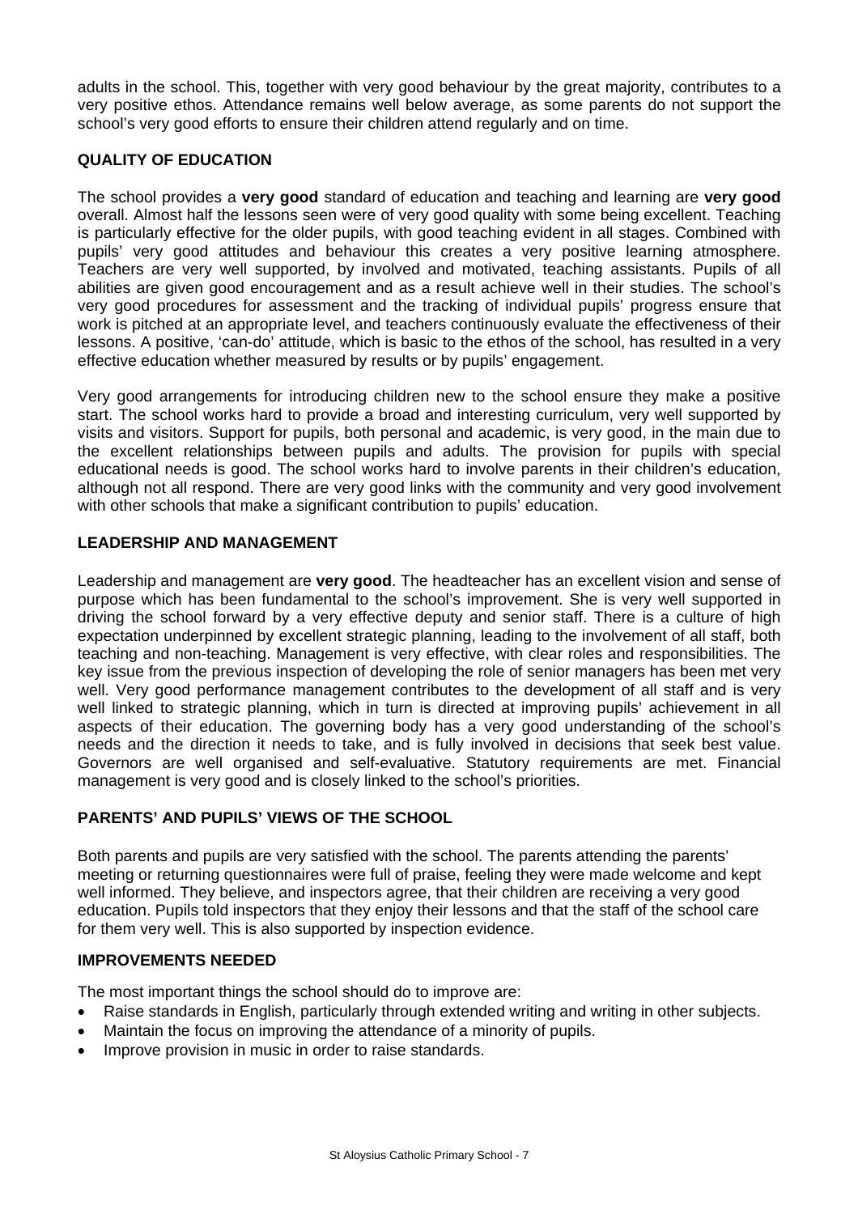adults in the school. This, together with very good behaviour by the great majority, contributes to a very positive ethos. Attendance remains well below average, as some parents do not support the school's very good efforts to ensure their children attend regularly and on time.

### QUALITY OF EDUCATION

The school provides a **very good** standard of education and teaching and learning are **very good** overall. Almost half the lessons seen were of very good quality with some being excellent. Teaching is particularly effective for the older pupils, with good teaching evident in all stages. Combined with pupils' very good attitudes and behaviour this creates a very positive learning atmosphere. Teachers are very well supported, by involved and motivated, teaching assistants. Pupils of all abilities are given good encouragement and as a result achieve well in their studies. The school's very good procedures for assessment and the tracking of individual pupils' progress ensure that work is pitched at an appropriate level, and teachers continuously evaluate the effectiveness of their lessons. A positive, 'can-do' attitude, which is basic to the ethos of the school, has resulted in a very effective education whether measured by results or by pupils' engagement.

Very good arrangements for introducing children new to the school ensure they make a positive start. The school works hard to provide a broad and interesting curriculum, very well supported by visits and visitors. Support for pupils, both personal and academic, is very good, in the main due to the excellent relationships between pupils and adults. The provision for pupils with special educational needs is good. The school works hard to involve parents in their children's education, although not all respond. There are very good links with the community and very good involvement with other schools that make a significant contribution to pupils' education.

### LEADERSHIP AND MANAGEMENT

Leadership and management are **very good**. The headteacher has an excellent vision and sense of purpose which has been fundamental to the school's improvement. She is very well supported in driving the school forward by a very effective deputy and senior staff. There is a culture of high expectation underpinned by excellent strategic planning, leading to the involvement of all staff, both teaching and non-teaching. Management is very effective, with clear roles and responsibilities. The key issue from the previous inspection of developing the role of senior managers has been met very well. Very good performance management contributes to the development of all staff and is very well linked to strategic planning, which in turn is directed at improving pupils' achievement in all aspects of their education. The governing body has a very good understanding of the school's needs and the direction it needs to take, and is fully involved in decisions that seek best value. Governors are well organised and self-evaluative. Statutory requirements are met. Financial management is very good and is closely linked to the school's priorities.

### PARENTS' AND PUPILS' VIEWS OF THE SCHOOL

Both parents and pupils are very satisfied with the school. The parents attending the parents' meeting or returning questionnaires were full of praise, feeling they were made welcome and kept well informed. They believe, and inspectors agree, that their children are receiving a very good education. Pupils told inspectors that they enjoy their lessons and that the staff of the school care for them very well. This is also supported by inspection evidence.

### IMPROVEMENTS NEEDED

The most important things the school should do to improve are:

- Raise standards in English, particularly through extended writing and writing in other subjects.
- Maintain the focus on improving the attendance of a minority of pupils.
- Improve provision in music in order to raise standards.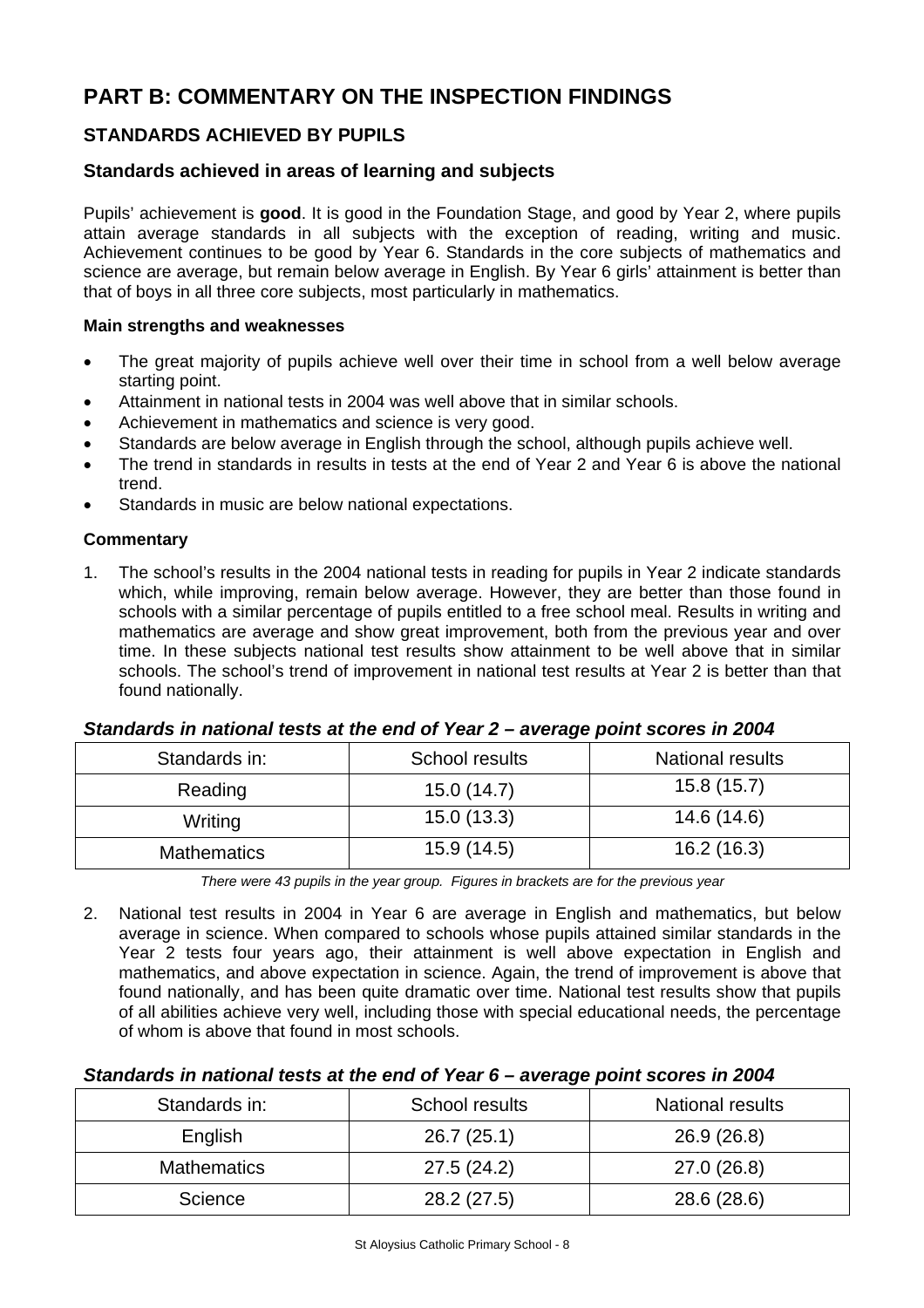# PART B: COMMENTARY ON THE INSPECTION FINDINGS

## STANDARDS ACHIEVED BY PUPILS

### Standards achieved in areas of learning and subjects

Pupils' achievement is **good**. It is good in the Foundation Stage, and good by Year 2, where pupils attain average standards in all subjects with the exception of reading, writing and music. Achievement continues to be good by Year 6. Standards in the core subjects of mathematics and science are average, but remain below average in English. By Year 6 girls' attainment is better than that of boys in all three core subjects, most particularly in mathematics.

**Main strengths and weaknesses**

- The great majority of pupils achieve well over their time in school from a well below average starting point.
- Attainment in national tests in 2004 was well above that in similar schools.
- Achievement in mathematics and science is very good.
- Standards are below average in English through the school, although pupils achieve well.
- The trend in standards in results in tests at the end of Year 2 and Year 6 is above the national trend.
- Standards in music are below national expectations.

**Commentary**

1. The school's results in the 2004 national tests in reading for pupils in Year 2 indicate standards which, while improving, remain below average. However, they are better than those found in schools with a similar percentage of pupils entitled to a free school meal. Results in writing and mathematics are average and show great improvement, both from the previous year and over time. In these subjects national test results show attainment to be well above that in similar schools. The school's trend of improvement in national test results at Year 2 is better than that found nationally.

***Standards in national tests at the end of Year 2 – average point scores in 2004***

| Standards in: | School results | National results |
|---|---|---|
| Reading | 15.0 (14.7) | 15.8 (15.7) |
| Writing | 15.0 (13.3) | 14.6 (14.6) |
| Mathematics | 15.9 (14.5) | 16.2 (16.3) |

*There were 43 pupils in the year group. Figures in brackets are for the previous year*

2. National test results in 2004 in Year 6 are average in English and mathematics, but below average in science. When compared to schools whose pupils attained similar standards in the Year 2 tests four years ago, their attainment is well above expectation in English and mathematics, and above expectation in science. Again, the trend of improvement is above that found nationally, and has been quite dramatic over time. National test results show that pupils of all abilities achieve very well, including those with special educational needs, the percentage of whom is above that found in most schools.

***Standards in national tests at the end of Year 6 – average point scores in 2004***

| Standards in: | School results | National results |
|---|---|---|
| English | 26.7 (25.1) | 26.9 (26.8) |
| Mathematics | 27.5 (24.2) | 27.0 (26.8) |
| Science | 28.2 (27.5) | 28.6 (28.6) |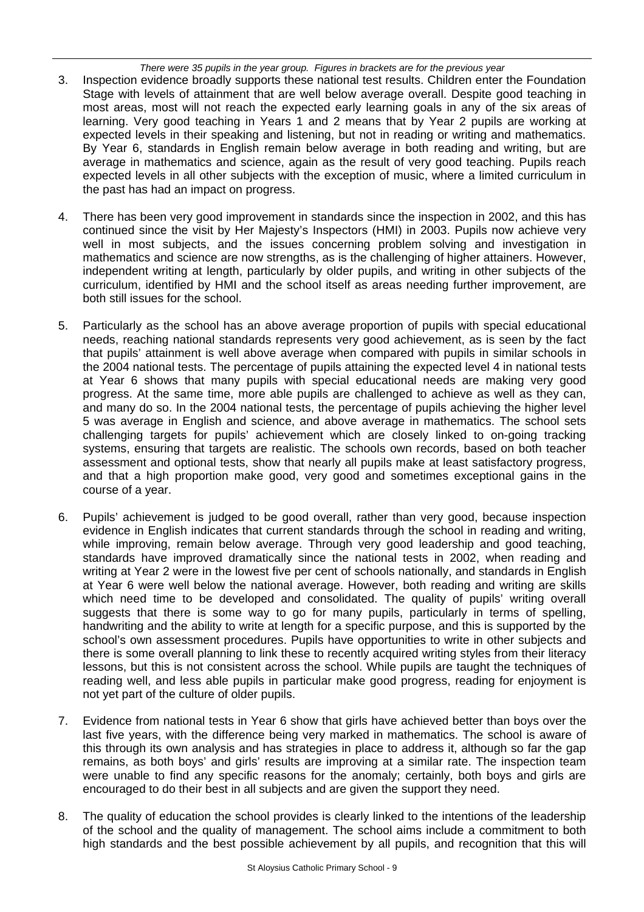*There were 35 pupils in the year group. Figures in brackets are for the previous year*

3. Inspection evidence broadly supports these national test results. Children enter the Foundation Stage with levels of attainment that are well below average overall. Despite good teaching in most areas, most will not reach the expected early learning goals in any of the six areas of learning. Very good teaching in Years 1 and 2 means that by Year 2 pupils are working at expected levels in their speaking and listening, but not in reading or writing and mathematics. By Year 6, standards in English remain below average in both reading and writing, but are average in mathematics and science, again as the result of very good teaching. Pupils reach expected levels in all other subjects with the exception of music, where a limited curriculum in the past has had an impact on progress.

4. There has been very good improvement in standards since the inspection in 2002, and this has continued since the visit by Her Majesty's Inspectors (HMI) in 2003. Pupils now achieve very well in most subjects, and the issues concerning problem solving and investigation in mathematics and science are now strengths, as is the challenging of higher attainers. However, independent writing at length, particularly by older pupils, and writing in other subjects of the curriculum, identified by HMI and the school itself as areas needing further improvement, are both still issues for the school.

5. Particularly as the school has an above average proportion of pupils with special educational needs, reaching national standards represents very good achievement, as is seen by the fact that pupils' attainment is well above average when compared with pupils in similar schools in the 2004 national tests. The percentage of pupils attaining the expected level 4 in national tests at Year 6 shows that many pupils with special educational needs are making very good progress. At the same time, more able pupils are challenged to achieve as well as they can, and many do so. In the 2004 national tests, the percentage of pupils achieving the higher level 5 was average in English and science, and above average in mathematics. The school sets challenging targets for pupils' achievement which are closely linked to on-going tracking systems, ensuring that targets are realistic. The schools own records, based on both teacher assessment and optional tests, show that nearly all pupils make at least satisfactory progress, and that a high proportion make good, very good and sometimes exceptional gains in the course of a year.

6. Pupils' achievement is judged to be good overall, rather than very good, because inspection evidence in English indicates that current standards through the school in reading and writing, while improving, remain below average. Through very good leadership and good teaching, standards have improved dramatically since the national tests in 2002, when reading and writing at Year 2 were in the lowest five per cent of schools nationally, and standards in English at Year 6 were well below the national average. However, both reading and writing are skills which need time to be developed and consolidated. The quality of pupils' writing overall suggests that there is some way to go for many pupils, particularly in terms of spelling, handwriting and the ability to write at length for a specific purpose, and this is supported by the school's own assessment procedures. Pupils have opportunities to write in other subjects and there is some overall planning to link these to recently acquired writing styles from their literacy lessons, but this is not consistent across the school. While pupils are taught the techniques of reading well, and less able pupils in particular make good progress, reading for enjoyment is not yet part of the culture of older pupils.

7. Evidence from national tests in Year 6 show that girls have achieved better than boys over the last five years, with the difference being very marked in mathematics. The school is aware of this through its own analysis and has strategies in place to address it, although so far the gap remains, as both boys' and girls' results are improving at a similar rate. The inspection team were unable to find any specific reasons for the anomaly; certainly, both boys and girls are encouraged to do their best in all subjects and are given the support they need.

8. The quality of education the school provides is clearly linked to the intentions of the leadership of the school and the quality of management. The school aims include a commitment to both high standards and the best possible achievement by all pupils, and recognition that this will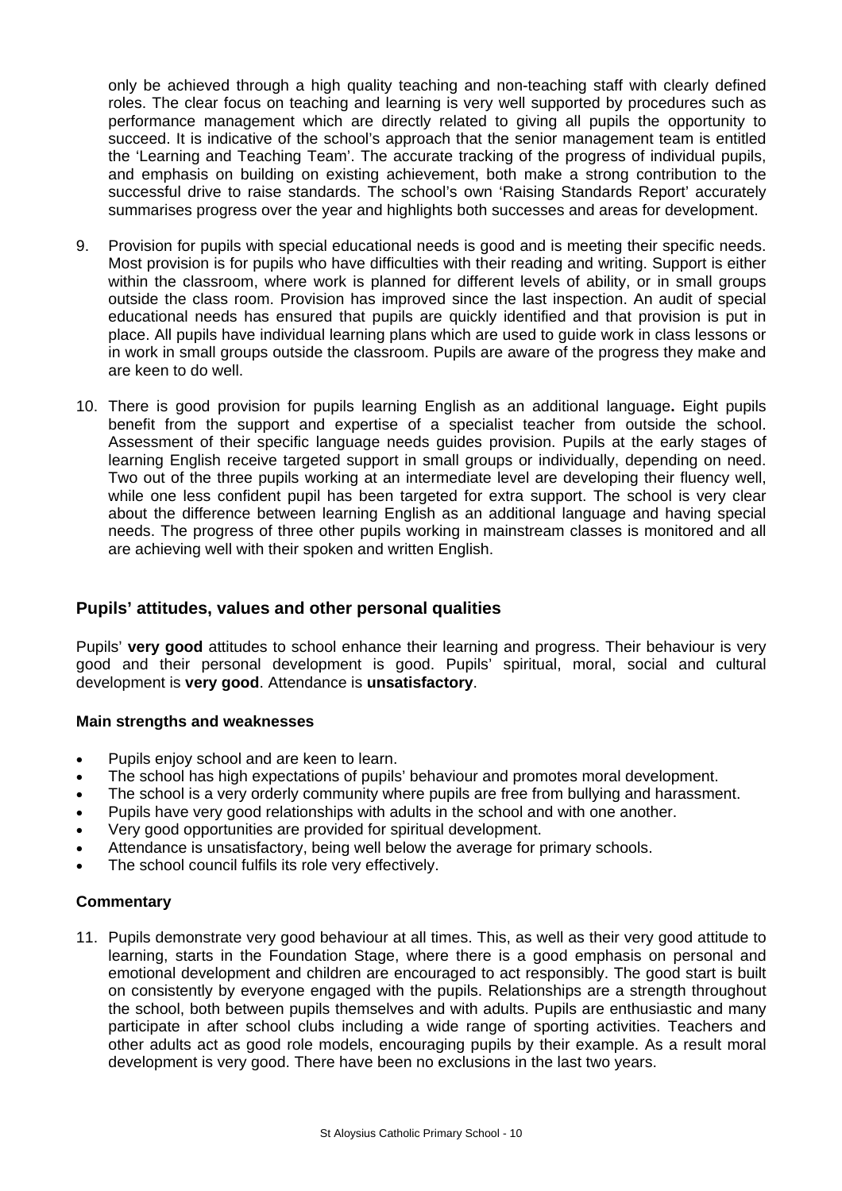only be achieved through a high quality teaching and non-teaching staff with clearly defined roles. The clear focus on teaching and learning is very well supported by procedures such as performance management which are directly related to giving all pupils the opportunity to succeed. It is indicative of the school's approach that the senior management team is entitled the 'Learning and Teaching Team'. The accurate tracking of the progress of individual pupils, and emphasis on building on existing achievement, both make a strong contribution to the successful drive to raise standards. The school's own 'Raising Standards Report' accurately summarises progress over the year and highlights both successes and areas for development.

9. Provision for pupils with special educational needs is good and is meeting their specific needs. Most provision is for pupils who have difficulties with their reading and writing. Support is either within the classroom, where work is planned for different levels of ability, or in small groups outside the class room. Provision has improved since the last inspection. An audit of special educational needs has ensured that pupils are quickly identified and that provision is put in place. All pupils have individual learning plans which are used to guide work in class lessons or in work in small groups outside the classroom. Pupils are aware of the progress they make and are keen to do well.

10. There is good provision for pupils learning English as an additional language**.** Eight pupils benefit from the support and expertise of a specialist teacher from outside the school. Assessment of their specific language needs guides provision. Pupils at the early stages of learning English receive targeted support in small groups or individually, depending on need. Two out of the three pupils working at an intermediate level are developing their fluency well, while one less confident pupil has been targeted for extra support. The school is very clear about the difference between learning English as an additional language and having special needs. The progress of three other pupils working in mainstream classes is monitored and all are achieving well with their spoken and written English.

## Pupils' attitudes, values and other personal qualities

Pupils' **very good** attitudes to school enhance their learning and progress. Their behaviour is very good and their personal development is good. Pupils' spiritual, moral, social and cultural development is **very good**. Attendance is **unsatisfactory**.

### Main strengths and weaknesses

- Pupils enjoy school and are keen to learn.
- The school has high expectations of pupils' behaviour and promotes moral development.
- The school is a very orderly community where pupils are free from bullying and harassment.
- Pupils have very good relationships with adults in the school and with one another.
- Very good opportunities are provided for spiritual development.
- Attendance is unsatisfactory, being well below the average for primary schools.
- The school council fulfils its role very effectively.

### Commentary

11. Pupils demonstrate very good behaviour at all times. This, as well as their very good attitude to learning, starts in the Foundation Stage, where there is a good emphasis on personal and emotional development and children are encouraged to act responsibly. The good start is built on consistently by everyone engaged with the pupils. Relationships are a strength throughout the school, both between pupils themselves and with adults. Pupils are enthusiastic and many participate in after school clubs including a wide range of sporting activities. Teachers and other adults act as good role models, encouraging pupils by their example. As a result moral development is very good. There have been no exclusions in the last two years.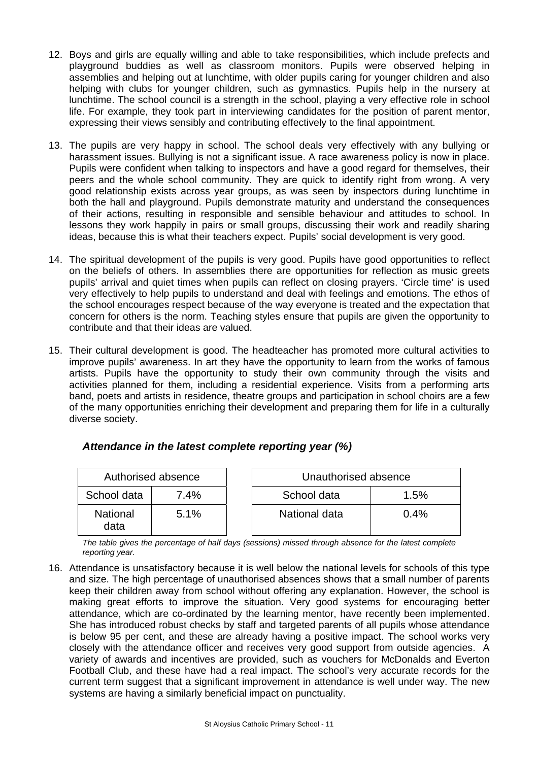12. Boys and girls are equally willing and able to take responsibilities, which include prefects and playground buddies as well as classroom monitors. Pupils were observed helping in assemblies and helping out at lunchtime, with older pupils caring for younger children and also helping with clubs for younger children, such as gymnastics. Pupils help in the nursery at lunchtime. The school council is a strength in the school, playing a very effective role in school life. For example, they took part in interviewing candidates for the position of parent mentor, expressing their views sensibly and contributing effectively to the final appointment.

13. The pupils are very happy in school. The school deals very effectively with any bullying or harassment issues. Bullying is not a significant issue. A race awareness policy is now in place. Pupils were confident when talking to inspectors and have a good regard for themselves, their peers and the whole school community. They are quick to identify right from wrong. A very good relationship exists across year groups, as was seen by inspectors during lunchtime in both the hall and playground. Pupils demonstrate maturity and understand the consequences of their actions, resulting in responsible and sensible behaviour and attitudes to school. In lessons they work happily in pairs or small groups, discussing their work and readily sharing ideas, because this is what their teachers expect. Pupils' social development is very good.

14. The spiritual development of the pupils is very good. Pupils have good opportunities to reflect on the beliefs of others. In assemblies there are opportunities for reflection as music greets pupils' arrival and quiet times when pupils can reflect on closing prayers. 'Circle time' is used very effectively to help pupils to understand and deal with feelings and emotions. The ethos of the school encourages respect because of the way everyone is treated and the expectation that concern for others is the norm. Teaching styles ensure that pupils are given the opportunity to contribute and that their ideas are valued.

15. Their cultural development is good. The headteacher has promoted more cultural activities to improve pupils' awareness. In art they have the opportunity to learn from the works of famous artists. Pupils have the opportunity to study their own community through the visits and activities planned for them, including a residential experience. Visits from a performing arts band, poets and artists in residence, theatre groups and participation in school choirs are a few of the many opportunities enriching their development and preparing them for life in a culturally diverse society.

### *Attendance in the latest complete reporting year (%)*

| Authorised absence | |
|---|---|
| School data | 7.4% |
| National data | 5.1% |

| Unauthorised absence | |
|---|---|
| School data | 1.5% |
| National data | 0.4% |

*The table gives the percentage of half days (sessions) missed through absence for the latest complete reporting year.*

16. Attendance is unsatisfactory because it is well below the national levels for schools of this type and size. The high percentage of unauthorised absences shows that a small number of parents keep their children away from school without offering any explanation. However, the school is making great efforts to improve the situation. Very good systems for encouraging better attendance, which are co-ordinated by the learning mentor, have recently been implemented. She has introduced robust checks by staff and targeted parents of all pupils whose attendance is below 95 per cent, and these are already having a positive impact. The school works very closely with the attendance officer and receives very good support from outside agencies. A variety of awards and incentives are provided, such as vouchers for McDonalds and Everton Football Club, and these have had a real impact. The school's very accurate records for the current term suggest that a significant improvement in attendance is well under way. The new systems are having a similarly beneficial impact on punctuality.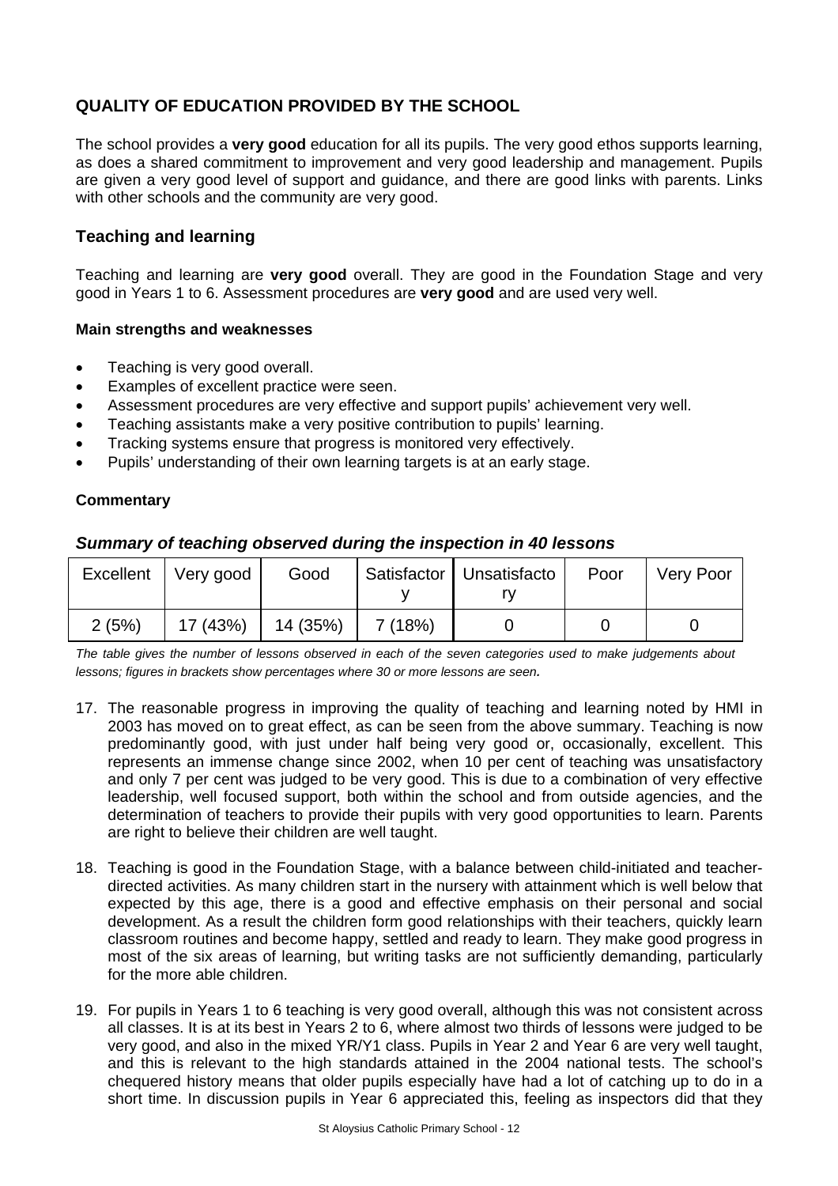## QUALITY OF EDUCATION PROVIDED BY THE SCHOOL

The school provides a **very good** education for all its pupils. The very good ethos supports learning, as does a shared commitment to improvement and very good leadership and management. Pupils are given a very good level of support and guidance, and there are good links with parents. Links with other schools and the community are very good.

### Teaching and learning

Teaching and learning are **very good** overall. They are good in the Foundation Stage and very good in Years 1 to 6. Assessment procedures are **very good** and are used very well.

**Main strengths and weaknesses**

- Teaching is very good overall.
- Examples of excellent practice were seen.
- Assessment procedures are very effective and support pupils' achievement very well.
- Teaching assistants make a very positive contribution to pupils' learning.
- Tracking systems ensure that progress is monitored very effectively.
- Pupils' understanding of their own learning targets is at an early stage.

**Commentary**

***Summary of teaching observed during the inspection in 40 lessons***

| Excellent | Very good | Good | Satisfactory | Unsatisfactory | Poor | Very Poor |
|---|---|---|---|---|---|---|
| 2 (5%) | 17 (43%) | 14 (35%) | 7 (18%) | 0 | 0 | 0 |

*The table gives the number of lessons observed in each of the seven categories used to make judgements about lessons; figures in brackets show percentages where 30 or more lessons are seen.*

17. The reasonable progress in improving the quality of teaching and learning noted by HMI in 2003 has moved on to great effect, as can be seen from the above summary. Teaching is now predominantly good, with just under half being very good or, occasionally, excellent. This represents an immense change since 2002, when 10 per cent of teaching was unsatisfactory and only 7 per cent was judged to be very good. This is due to a combination of very effective leadership, well focused support, both within the school and from outside agencies, and the determination of teachers to provide their pupils with very good opportunities to learn. Parents are right to believe their children are well taught.

18. Teaching is good in the Foundation Stage, with a balance between child-initiated and teacher-directed activities. As many children start in the nursery with attainment which is well below that expected by this age, there is a good and effective emphasis on their personal and social development. As a result the children form good relationships with their teachers, quickly learn classroom routines and become happy, settled and ready to learn. They make good progress in most of the six areas of learning, but writing tasks are not sufficiently demanding, particularly for the more able children.

19. For pupils in Years 1 to 6 teaching is very good overall, although this was not consistent across all classes. It is at its best in Years 2 to 6, where almost two thirds of lessons were judged to be very good, and also in the mixed YR/Y1 class. Pupils in Year 2 and Year 6 are very well taught, and this is relevant to the high standards attained in the 2004 national tests. The school's chequered history means that older pupils especially have had a lot of catching up to do in a short time. In discussion pupils in Year 6 appreciated this, feeling as inspectors did that they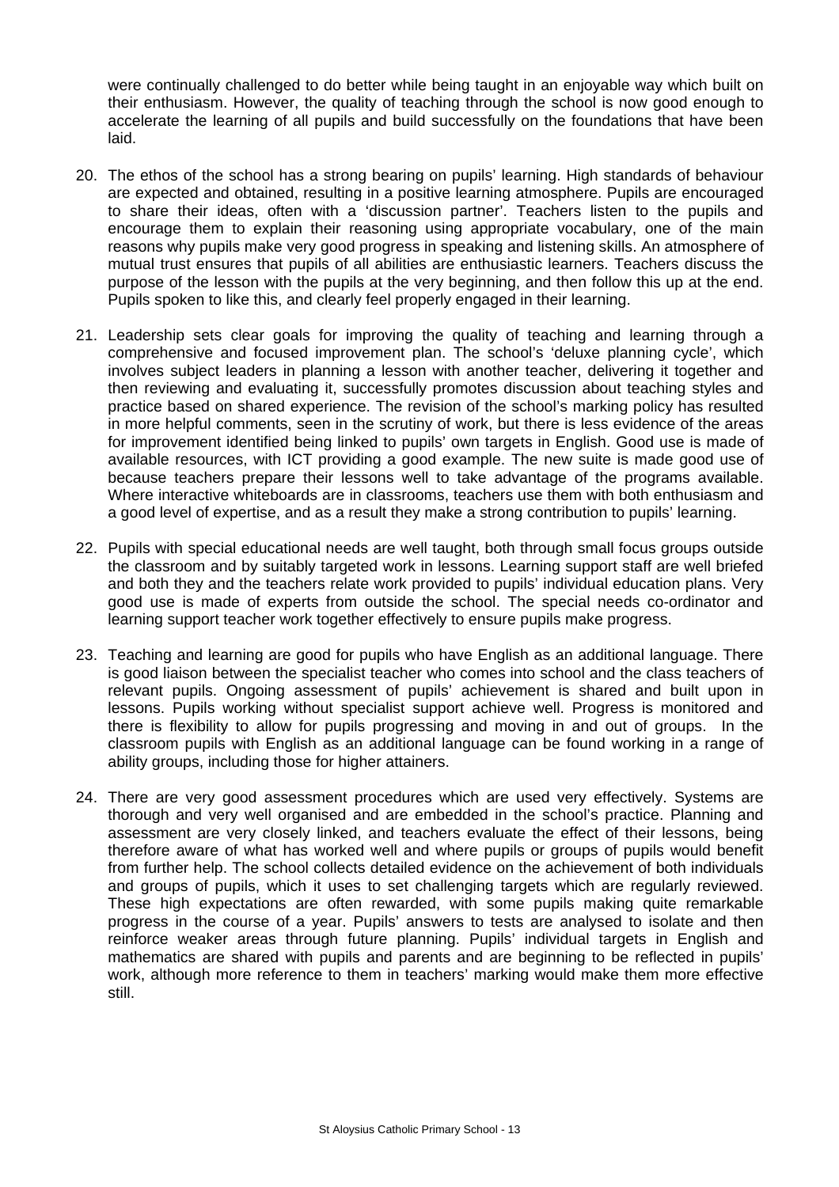were continually challenged to do better while being taught in an enjoyable way which built on their enthusiasm. However, the quality of teaching through the school is now good enough to accelerate the learning of all pupils and build successfully on the foundations that have been laid.

20. The ethos of the school has a strong bearing on pupils' learning. High standards of behaviour are expected and obtained, resulting in a positive learning atmosphere. Pupils are encouraged to share their ideas, often with a 'discussion partner'. Teachers listen to the pupils and encourage them to explain their reasoning using appropriate vocabulary, one of the main reasons why pupils make very good progress in speaking and listening skills. An atmosphere of mutual trust ensures that pupils of all abilities are enthusiastic learners. Teachers discuss the purpose of the lesson with the pupils at the very beginning, and then follow this up at the end. Pupils spoken to like this, and clearly feel properly engaged in their learning.

21. Leadership sets clear goals for improving the quality of teaching and learning through a comprehensive and focused improvement plan. The school's 'deluxe planning cycle', which involves subject leaders in planning a lesson with another teacher, delivering it together and then reviewing and evaluating it, successfully promotes discussion about teaching styles and practice based on shared experience. The revision of the school's marking policy has resulted in more helpful comments, seen in the scrutiny of work, but there is less evidence of the areas for improvement identified being linked to pupils' own targets in English. Good use is made of available resources, with ICT providing a good example. The new suite is made good use of because teachers prepare their lessons well to take advantage of the programs available. Where interactive whiteboards are in classrooms, teachers use them with both enthusiasm and a good level of expertise, and as a result they make a strong contribution to pupils' learning.

22. Pupils with special educational needs are well taught, both through small focus groups outside the classroom and by suitably targeted work in lessons. Learning support staff are well briefed and both they and the teachers relate work provided to pupils' individual education plans. Very good use is made of experts from outside the school. The special needs co-ordinator and learning support teacher work together effectively to ensure pupils make progress.

23. Teaching and learning are good for pupils who have English as an additional language. There is good liaison between the specialist teacher who comes into school and the class teachers of relevant pupils. Ongoing assessment of pupils' achievement is shared and built upon in lessons. Pupils working without specialist support achieve well. Progress is monitored and there is flexibility to allow for pupils progressing and moving in and out of groups. In the classroom pupils with English as an additional language can be found working in a range of ability groups, including those for higher attainers.

24. There are very good assessment procedures which are used very effectively. Systems are thorough and very well organised and are embedded in the school's practice. Planning and assessment are very closely linked, and teachers evaluate the effect of their lessons, being therefore aware of what has worked well and where pupils or groups of pupils would benefit from further help. The school collects detailed evidence on the achievement of both individuals and groups of pupils, which it uses to set challenging targets which are regularly reviewed. These high expectations are often rewarded, with some pupils making quite remarkable progress in the course of a year. Pupils' answers to tests are analysed to isolate and then reinforce weaker areas through future planning. Pupils' individual targets in English and mathematics are shared with pupils and parents and are beginning to be reflected in pupils' work, although more reference to them in teachers' marking would make them more effective still.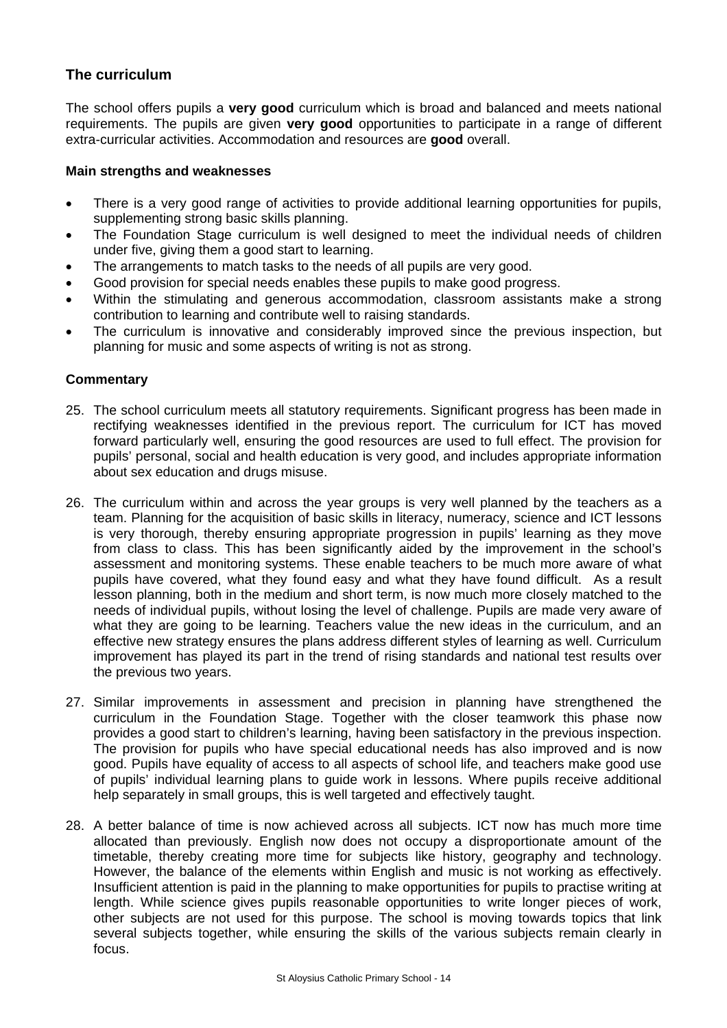## The curriculum

The school offers pupils a **very good** curriculum which is broad and balanced and meets national requirements. The pupils are given **very good** opportunities to participate in a range of different extra-curricular activities. Accommodation and resources are **good** overall.

### Main strengths and weaknesses

- There is a very good range of activities to provide additional learning opportunities for pupils, supplementing strong basic skills planning.
- The Foundation Stage curriculum is well designed to meet the individual needs of children under five, giving them a good start to learning.
- The arrangements to match tasks to the needs of all pupils are very good.
- Good provision for special needs enables these pupils to make good progress.
- Within the stimulating and generous accommodation, classroom assistants make a strong contribution to learning and contribute well to raising standards.
- The curriculum is innovative and considerably improved since the previous inspection, but planning for music and some aspects of writing is not as strong.

### Commentary

25. The school curriculum meets all statutory requirements. Significant progress has been made in rectifying weaknesses identified in the previous report. The curriculum for ICT has moved forward particularly well, ensuring the good resources are used to full effect. The provision for pupils' personal, social and health education is very good, and includes appropriate information about sex education and drugs misuse.

26. The curriculum within and across the year groups is very well planned by the teachers as a team. Planning for the acquisition of basic skills in literacy, numeracy, science and ICT lessons is very thorough, thereby ensuring appropriate progression in pupils' learning as they move from class to class. This has been significantly aided by the improvement in the school's assessment and monitoring systems. These enable teachers to be much more aware of what pupils have covered, what they found easy and what they have found difficult. As a result lesson planning, both in the medium and short term, is now much more closely matched to the needs of individual pupils, without losing the level of challenge. Pupils are made very aware of what they are going to be learning. Teachers value the new ideas in the curriculum, and an effective new strategy ensures the plans address different styles of learning as well. Curriculum improvement has played its part in the trend of rising standards and national test results over the previous two years.

27. Similar improvements in assessment and precision in planning have strengthened the curriculum in the Foundation Stage. Together with the closer teamwork this phase now provides a good start to children's learning, having been satisfactory in the previous inspection. The provision for pupils who have special educational needs has also improved and is now good. Pupils have equality of access to all aspects of school life, and teachers make good use of pupils' individual learning plans to guide work in lessons. Where pupils receive additional help separately in small groups, this is well targeted and effectively taught.

28. A better balance of time is now achieved across all subjects. ICT now has much more time allocated than previously. English now does not occupy a disproportionate amount of the timetable, thereby creating more time for subjects like history, geography and technology. However, the balance of the elements within English and music is not working as effectively. Insufficient attention is paid in the planning to make opportunities for pupils to practise writing at length. While science gives pupils reasonable opportunities to write longer pieces of work, other subjects are not used for this purpose. The school is moving towards topics that link several subjects together, while ensuring the skills of the various subjects remain clearly in focus.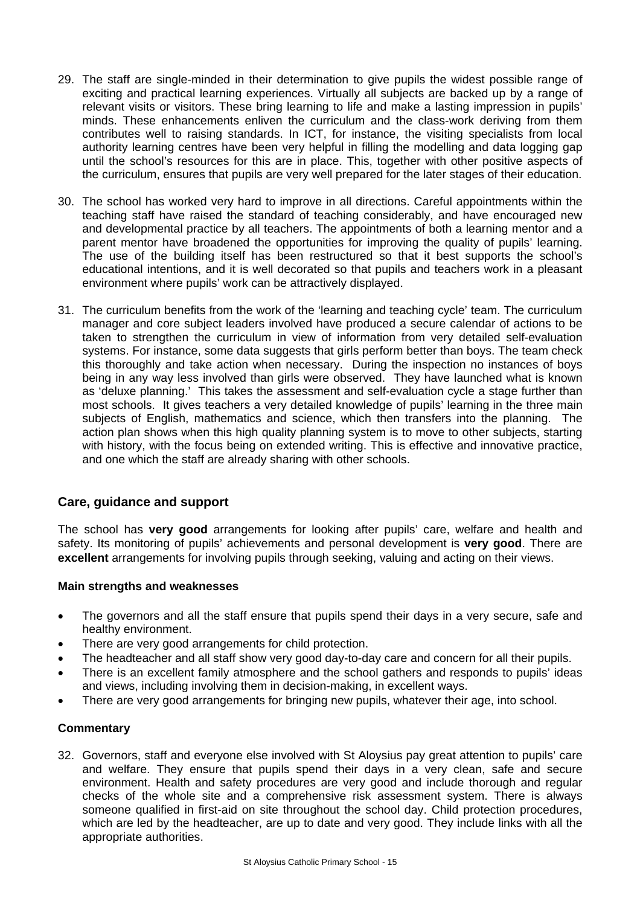29. The staff are single-minded in their determination to give pupils the widest possible range of exciting and practical learning experiences. Virtually all subjects are backed up by a range of relevant visits or visitors. These bring learning to life and make a lasting impression in pupils' minds. These enhancements enliven the curriculum and the class-work deriving from them contributes well to raising standards. In ICT, for instance, the visiting specialists from local authority learning centres have been very helpful in filling the modelling and data logging gap until the school's resources for this are in place. This, together with other positive aspects of the curriculum, ensures that pupils are very well prepared for the later stages of their education.

30. The school has worked very hard to improve in all directions. Careful appointments within the teaching staff have raised the standard of teaching considerably, and have encouraged new and developmental practice by all teachers. The appointments of both a learning mentor and a parent mentor have broadened the opportunities for improving the quality of pupils' learning. The use of the building itself has been restructured so that it best supports the school's educational intentions, and it is well decorated so that pupils and teachers work in a pleasant environment where pupils' work can be attractively displayed.

31. The curriculum benefits from the work of the 'learning and teaching cycle' team. The curriculum manager and core subject leaders involved have produced a secure calendar of actions to be taken to strengthen the curriculum in view of information from very detailed self-evaluation systems. For instance, some data suggests that girls perform better than boys. The team check this thoroughly and take action when necessary. During the inspection no instances of boys being in any way less involved than girls were observed. They have launched what is known as 'deluxe planning.' This takes the assessment and self-evaluation cycle a stage further than most schools. It gives teachers a very detailed knowledge of pupils' learning in the three main subjects of English, mathematics and science, which then transfers into the planning. The action plan shows when this high quality planning system is to move to other subjects, starting with history, with the focus being on extended writing. This is effective and innovative practice, and one which the staff are already sharing with other schools.

## Care, guidance and support

The school has **very good** arrangements for looking after pupils' care, welfare and health and safety. Its monitoring of pupils' achievements and personal development is **very good**. There are **excellent** arrangements for involving pupils through seeking, valuing and acting on their views.

### Main strengths and weaknesses

- The governors and all the staff ensure that pupils spend their days in a very secure, safe and healthy environment.
- There are very good arrangements for child protection.
- The headteacher and all staff show very good day-to-day care and concern for all their pupils.
- There is an excellent family atmosphere and the school gathers and responds to pupils' ideas and views, including involving them in decision-making, in excellent ways.
- There are very good arrangements for bringing new pupils, whatever their age, into school.

### Commentary

32. Governors, staff and everyone else involved with St Aloysius pay great attention to pupils' care and welfare. They ensure that pupils spend their days in a very clean, safe and secure environment. Health and safety procedures are very good and include thorough and regular checks of the whole site and a comprehensive risk assessment system. There is always someone qualified in first-aid on site throughout the school day. Child protection procedures, which are led by the headteacher, are up to date and very good. They include links with all the appropriate authorities.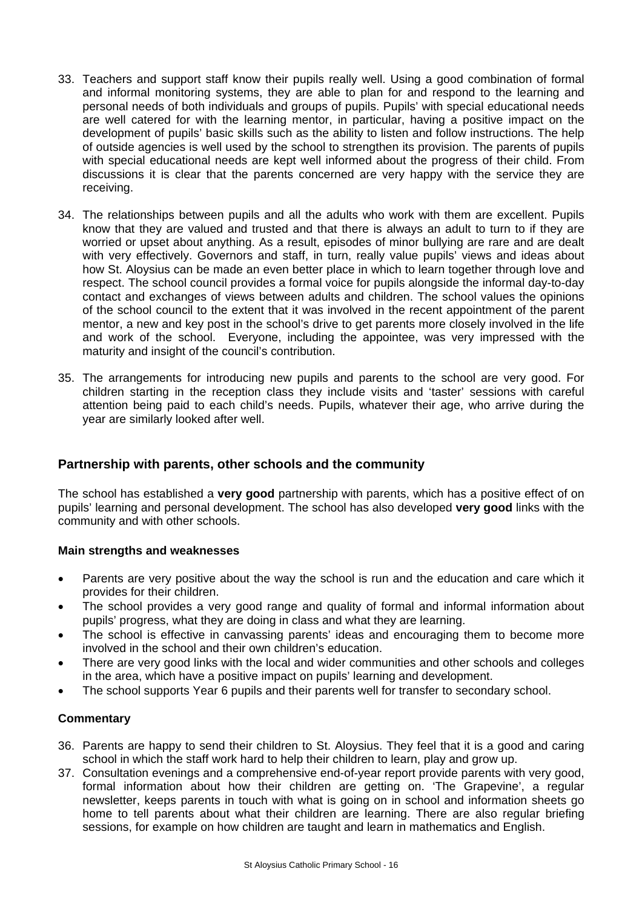33. Teachers and support staff know their pupils really well. Using a good combination of formal and informal monitoring systems, they are able to plan for and respond to the learning and personal needs of both individuals and groups of pupils. Pupils' with special educational needs are well catered for with the learning mentor, in particular, having a positive impact on the development of pupils' basic skills such as the ability to listen and follow instructions. The help of outside agencies is well used by the school to strengthen its provision. The parents of pupils with special educational needs are kept well informed about the progress of their child. From discussions it is clear that the parents concerned are very happy with the service they are receiving.

34. The relationships between pupils and all the adults who work with them are excellent. Pupils know that they are valued and trusted and that there is always an adult to turn to if they are worried or upset about anything. As a result, episodes of minor bullying are rare and are dealt with very effectively. Governors and staff, in turn, really value pupils' views and ideas about how St. Aloysius can be made an even better place in which to learn together through love and respect. The school council provides a formal voice for pupils alongside the informal day-to-day contact and exchanges of views between adults and children. The school values the opinions of the school council to the extent that it was involved in the recent appointment of the parent mentor, a new and key post in the school's drive to get parents more closely involved in the life and work of the school. Everyone, including the appointee, was very impressed with the maturity and insight of the council's contribution.

35. The arrangements for introducing new pupils and parents to the school are very good. For children starting in the reception class they include visits and 'taster' sessions with careful attention being paid to each child's needs. Pupils, whatever their age, who arrive during the year are similarly looked after well.

## Partnership with parents, other schools and the community

The school has established a **very good** partnership with parents, which has a positive effect of on pupils' learning and personal development. The school has also developed **very good** links with the community and with other schools.

#### Main strengths and weaknesses

- Parents are very positive about the way the school is run and the education and care which it provides for their children.
- The school provides a very good range and quality of formal and informal information about pupils' progress, what they are doing in class and what they are learning.
- The school is effective in canvassing parents' ideas and encouraging them to become more involved in the school and their own children's education.
- There are very good links with the local and wider communities and other schools and colleges in the area, which have a positive impact on pupils' learning and development.
- The school supports Year 6 pupils and their parents well for transfer to secondary school.

#### Commentary

36. Parents are happy to send their children to St. Aloysius. They feel that it is a good and caring school in which the staff work hard to help their children to learn, play and grow up.

37. Consultation evenings and a comprehensive end-of-year report provide parents with very good, formal information about how their children are getting on. 'The Grapevine', a regular newsletter, keeps parents in touch with what is going on in school and information sheets go home to tell parents about what their children are learning. There are also regular briefing sessions, for example on how children are taught and learn in mathematics and English.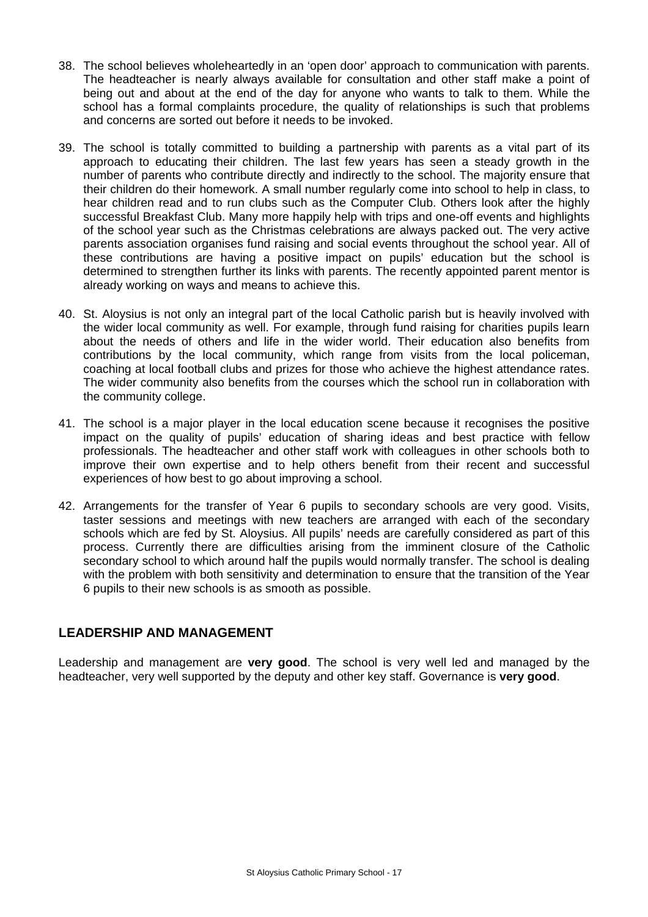38. The school believes wholeheartedly in an 'open door' approach to communication with parents. The headteacher is nearly always available for consultation and other staff make a point of being out and about at the end of the day for anyone who wants to talk to them. While the school has a formal complaints procedure, the quality of relationships is such that problems and concerns are sorted out before it needs to be invoked.

39. The school is totally committed to building a partnership with parents as a vital part of its approach to educating their children. The last few years has seen a steady growth in the number of parents who contribute directly and indirectly to the school. The majority ensure that their children do their homework. A small number regularly come into school to help in class, to hear children read and to run clubs such as the Computer Club. Others look after the highly successful Breakfast Club. Many more happily help with trips and one-off events and highlights of the school year such as the Christmas celebrations are always packed out. The very active parents association organises fund raising and social events throughout the school year. All of these contributions are having a positive impact on pupils' education but the school is determined to strengthen further its links with parents. The recently appointed parent mentor is already working on ways and means to achieve this.

40. St. Aloysius is not only an integral part of the local Catholic parish but is heavily involved with the wider local community as well. For example, through fund raising for charities pupils learn about the needs of others and life in the wider world. Their education also benefits from contributions by the local community, which range from visits from the local policeman, coaching at local football clubs and prizes for those who achieve the highest attendance rates. The wider community also benefits from the courses which the school run in collaboration with the community college.

41. The school is a major player in the local education scene because it recognises the positive impact on the quality of pupils' education of sharing ideas and best practice with fellow professionals. The headteacher and other staff work with colleagues in other schools both to improve their own expertise and to help others benefit from their recent and successful experiences of how best to go about improving a school.

42. Arrangements for the transfer of Year 6 pupils to secondary schools are very good. Visits, taster sessions and meetings with new teachers are arranged with each of the secondary schools which are fed by St. Aloysius. All pupils' needs are carefully considered as part of this process. Currently there are difficulties arising from the imminent closure of the Catholic secondary school to which around half the pupils would normally transfer. The school is dealing with the problem with both sensitivity and determination to ensure that the transition of the Year 6 pupils to their new schools is as smooth as possible.

## LEADERSHIP AND MANAGEMENT

Leadership and management are **very good**. The school is very well led and managed by the headteacher, very well supported by the deputy and other key staff. Governance is **very good**.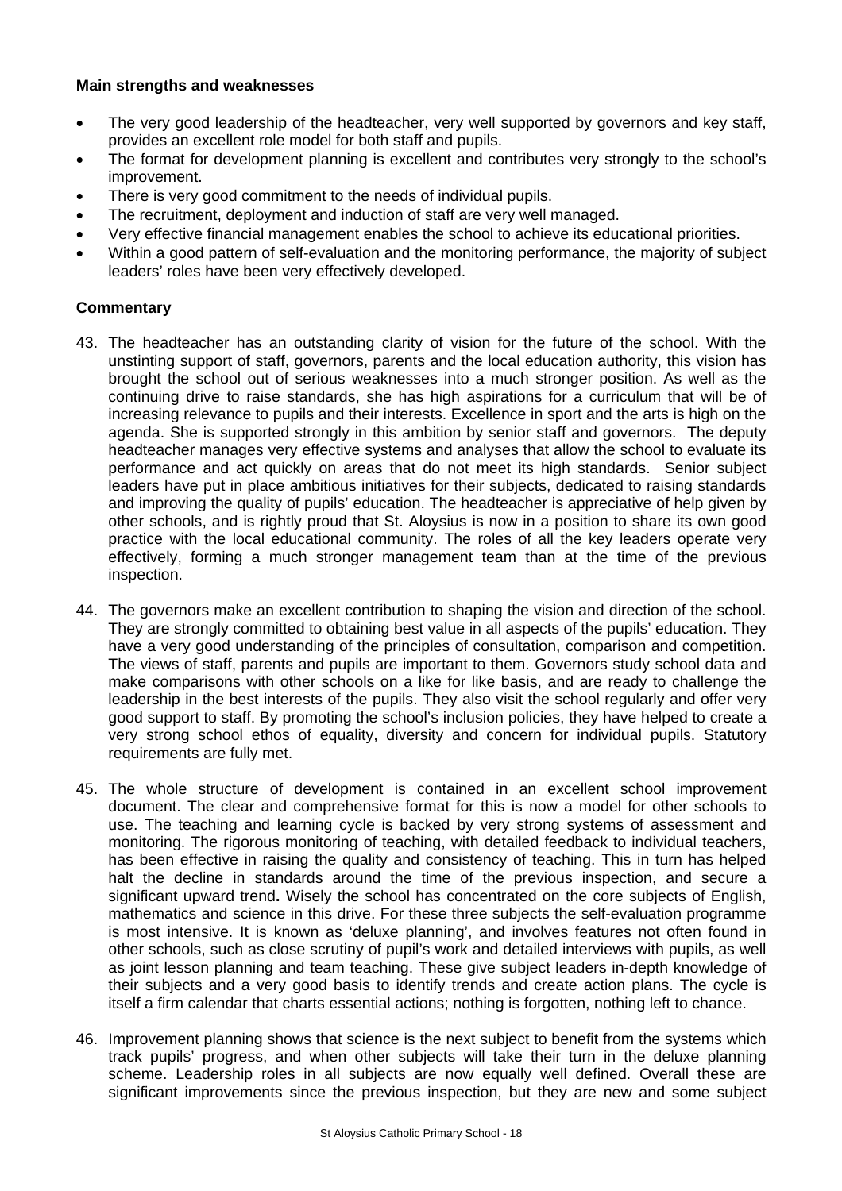**Main strengths and weaknesses**

- The very good leadership of the headteacher, very well supported by governors and key staff, provides an excellent role model for both staff and pupils.
- The format for development planning is excellent and contributes very strongly to the school's improvement.
- There is very good commitment to the needs of individual pupils.
- The recruitment, deployment and induction of staff are very well managed.
- Very effective financial management enables the school to achieve its educational priorities.
- Within a good pattern of self-evaluation and the monitoring performance, the majority of subject leaders' roles have been very effectively developed.

**Commentary**

43. The headteacher has an outstanding clarity of vision for the future of the school. With the unstinting support of staff, governors, parents and the local education authority, this vision has brought the school out of serious weaknesses into a much stronger position. As well as the continuing drive to raise standards, she has high aspirations for a curriculum that will be of increasing relevance to pupils and their interests. Excellence in sport and the arts is high on the agenda. She is supported strongly in this ambition by senior staff and governors. The deputy headteacher manages very effective systems and analyses that allow the school to evaluate its performance and act quickly on areas that do not meet its high standards. Senior subject leaders have put in place ambitious initiatives for their subjects, dedicated to raising standards and improving the quality of pupils' education. The headteacher is appreciative of help given by other schools, and is rightly proud that St. Aloysius is now in a position to share its own good practice with the local educational community. The roles of all the key leaders operate very effectively, forming a much stronger management team than at the time of the previous inspection.

44. The governors make an excellent contribution to shaping the vision and direction of the school. They are strongly committed to obtaining best value in all aspects of the pupils' education. They have a very good understanding of the principles of consultation, comparison and competition. The views of staff, parents and pupils are important to them. Governors study school data and make comparisons with other schools on a like for like basis, and are ready to challenge the leadership in the best interests of the pupils. They also visit the school regularly and offer very good support to staff. By promoting the school's inclusion policies, they have helped to create a very strong school ethos of equality, diversity and concern for individual pupils. Statutory requirements are fully met.

45. The whole structure of development is contained in an excellent school improvement document. The clear and comprehensive format for this is now a model for other schools to use. The teaching and learning cycle is backed by very strong systems of assessment and monitoring. The rigorous monitoring of teaching, with detailed feedback to individual teachers, has been effective in raising the quality and consistency of teaching. This in turn has helped halt the decline in standards around the time of the previous inspection, and secure a significant upward trend. Wisely the school has concentrated on the core subjects of English, mathematics and science in this drive. For these three subjects the self-evaluation programme is most intensive. It is known as 'deluxe planning', and involves features not often found in other schools, such as close scrutiny of pupil's work and detailed interviews with pupils, as well as joint lesson planning and team teaching. These give subject leaders in-depth knowledge of their subjects and a very good basis to identify trends and create action plans. The cycle is itself a firm calendar that charts essential actions; nothing is forgotten, nothing left to chance.

46. Improvement planning shows that science is the next subject to benefit from the systems which track pupils' progress, and when other subjects will take their turn in the deluxe planning scheme. Leadership roles in all subjects are now equally well defined. Overall these are significant improvements since the previous inspection, but they are new and some subject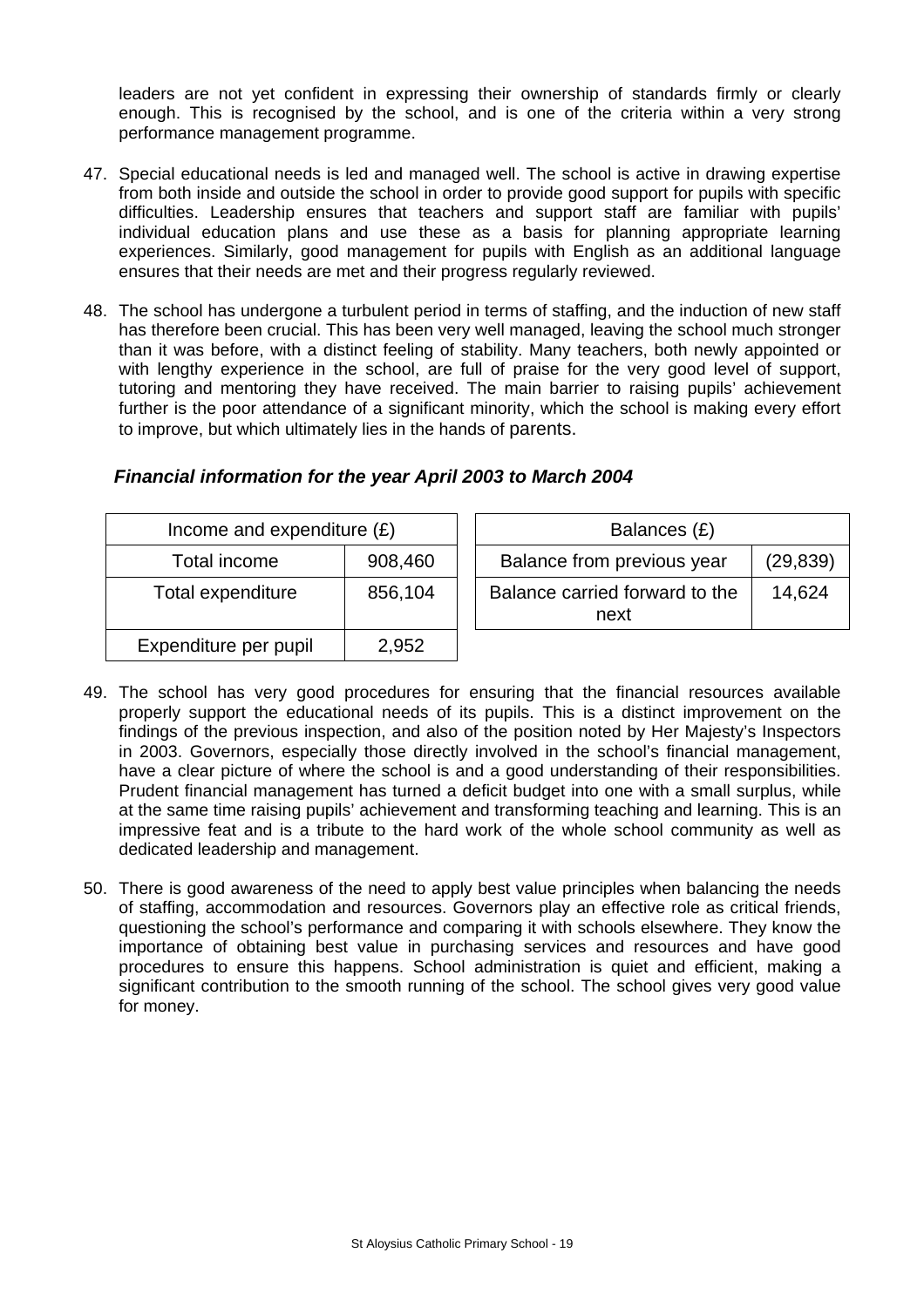leaders are not yet confident in expressing their ownership of standards firmly or clearly enough. This is recognised by the school, and is one of the criteria within a very strong performance management programme.

47. Special educational needs is led and managed well. The school is active in drawing expertise from both inside and outside the school in order to provide good support for pupils with specific difficulties. Leadership ensures that teachers and support staff are familiar with pupils' individual education plans and use these as a basis for planning appropriate learning experiences. Similarly, good management for pupils with English as an additional language ensures that their needs are met and their progress regularly reviewed.

48. The school has undergone a turbulent period in terms of staffing, and the induction of new staff has therefore been crucial. This has been very well managed, leaving the school much stronger than it was before, with a distinct feeling of stability. Many teachers, both newly appointed or with lengthy experience in the school, are full of praise for the very good level of support, tutoring and mentoring they have received. The main barrier to raising pupils' achievement further is the poor attendance of a significant minority, which the school is making every effort to improve, but which ultimately lies in the hands of parents.

### *Financial information for the year April 2003 to March 2004*

| Income and expenditure (£) | |
|---|---|
| Total income | 908,460 |
| Total expenditure | 856,104 |
| Expenditure per pupil | 2,952 |

| Balances (£) | |
|---|---|
| Balance from previous year | (29,839) |
| Balance carried forward to the next | 14,624 |

49. The school has very good procedures for ensuring that the financial resources available properly support the educational needs of its pupils. This is a distinct improvement on the findings of the previous inspection, and also of the position noted by Her Majesty's Inspectors in 2003. Governors, especially those directly involved in the school's financial management, have a clear picture of where the school is and a good understanding of their responsibilities. Prudent financial management has turned a deficit budget into one with a small surplus, while at the same time raising pupils' achievement and transforming teaching and learning. This is an impressive feat and is a tribute to the hard work of the whole school community as well as dedicated leadership and management.

50. There is good awareness of the need to apply best value principles when balancing the needs of staffing, accommodation and resources. Governors play an effective role as critical friends, questioning the school's performance and comparing it with schools elsewhere. They know the importance of obtaining best value in purchasing services and resources and have good procedures to ensure this happens. School administration is quiet and efficient, making a significant contribution to the smooth running of the school. The school gives very good value for money.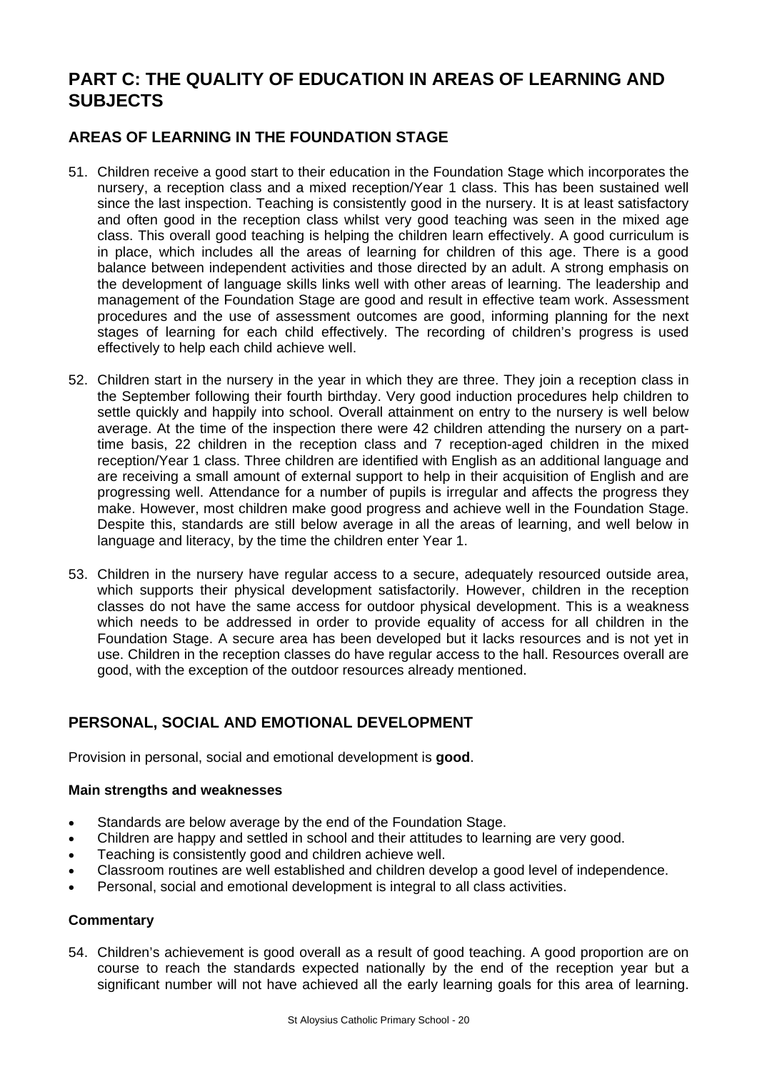# PART C: THE QUALITY OF EDUCATION IN AREAS OF LEARNING AND SUBJECTS

## AREAS OF LEARNING IN THE FOUNDATION STAGE

51. Children receive a good start to their education in the Foundation Stage which incorporates the nursery, a reception class and a mixed reception/Year 1 class. This has been sustained well since the last inspection. Teaching is consistently good in the nursery. It is at least satisfactory and often good in the reception class whilst very good teaching was seen in the mixed age class. This overall good teaching is helping the children learn effectively. A good curriculum is in place, which includes all the areas of learning for children of this age. There is a good balance between independent activities and those directed by an adult. A strong emphasis on the development of language skills links well with other areas of learning. The leadership and management of the Foundation Stage are good and result in effective team work. Assessment procedures and the use of assessment outcomes are good, informing planning for the next stages of learning for each child effectively. The recording of children's progress is used effectively to help each child achieve well.

52. Children start in the nursery in the year in which they are three. They join a reception class in the September following their fourth birthday. Very good induction procedures help children to settle quickly and happily into school. Overall attainment on entry to the nursery is well below average. At the time of the inspection there were 42 children attending the nursery on a part-time basis, 22 children in the reception class and 7 reception-aged children in the mixed reception/Year 1 class. Three children are identified with English as an additional language and are receiving a small amount of external support to help in their acquisition of English and are progressing well. Attendance for a number of pupils is irregular and affects the progress they make. However, most children make good progress and achieve well in the Foundation Stage. Despite this, standards are still below average in all the areas of learning, and well below in language and literacy, by the time the children enter Year 1.

53. Children in the nursery have regular access to a secure, adequately resourced outside area, which supports their physical development satisfactorily. However, children in the reception classes do not have the same access for outdoor physical development. This is a weakness which needs to be addressed in order to provide equality of access for all children in the Foundation Stage. A secure area has been developed but it lacks resources and is not yet in use. Children in the reception classes do have regular access to the hall. Resources overall are good, with the exception of the outdoor resources already mentioned.

## PERSONAL, SOCIAL AND EMOTIONAL DEVELOPMENT

Provision in personal, social and emotional development is **good**.

### Main strengths and weaknesses

- Standards are below average by the end of the Foundation Stage.
- Children are happy and settled in school and their attitudes to learning are very good.
- Teaching is consistently good and children achieve well.
- Classroom routines are well established and children develop a good level of independence.
- Personal, social and emotional development is integral to all class activities.

### Commentary

54. Children's achievement is good overall as a result of good teaching. A good proportion are on course to reach the standards expected nationally by the end of the reception year but a significant number will not have achieved all the early learning goals for this area of learning.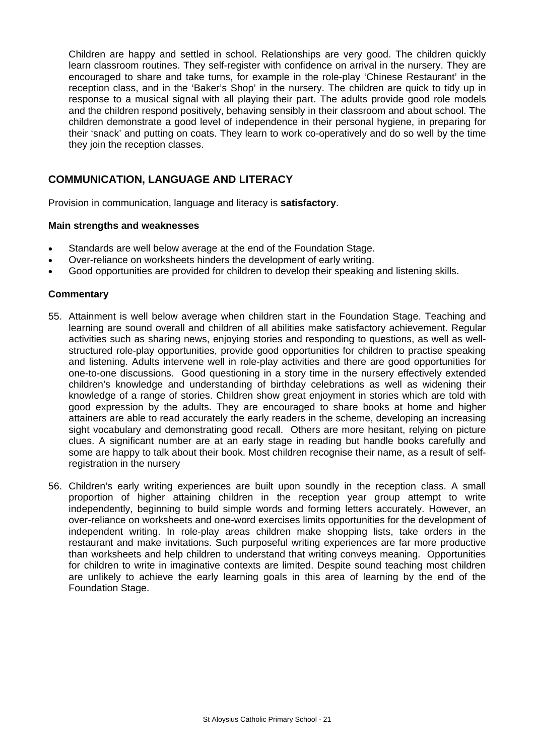Children are happy and settled in school. Relationships are very good. The children quickly learn classroom routines. They self-register with confidence on arrival in the nursery. They are encouraged to share and take turns, for example in the role-play 'Chinese Restaurant' in the reception class, and in the 'Baker's Shop' in the nursery. The children are quick to tidy up in response to a musical signal with all playing their part. The adults provide good role models and the children respond positively, behaving sensibly in their classroom and about school. The children demonstrate a good level of independence in their personal hygiene, in preparing for their 'snack' and putting on coats. They learn to work co-operatively and do so well by the time they join the reception classes.

## COMMUNICATION, LANGUAGE AND LITERACY

Provision in communication, language and literacy is **satisfactory**.

### Main strengths and weaknesses

- Standards are well below average at the end of the Foundation Stage.
- Over-reliance on worksheets hinders the development of early writing.
- Good opportunities are provided for children to develop their speaking and listening skills.

### Commentary

55. Attainment is well below average when children start in the Foundation Stage. Teaching and learning are sound overall and children of all abilities make satisfactory achievement. Regular activities such as sharing news, enjoying stories and responding to questions, as well as well-structured role-play opportunities, provide good opportunities for children to practise speaking and listening. Adults intervene well in role-play activities and there are good opportunities for one-to-one discussions. Good questioning in a story time in the nursery effectively extended children's knowledge and understanding of birthday celebrations as well as widening their knowledge of a range of stories. Children show great enjoyment in stories which are told with good expression by the adults. They are encouraged to share books at home and higher attainers are able to read accurately the early readers in the scheme, developing an increasing sight vocabulary and demonstrating good recall. Others are more hesitant, relying on picture clues. A significant number are at an early stage in reading but handle books carefully and some are happy to talk about their book. Most children recognise their name, as a result of self-registration in the nursery

56. Children's early writing experiences are built upon soundly in the reception class. A small proportion of higher attaining children in the reception year group attempt to write independently, beginning to build simple words and forming letters accurately. However, an over-reliance on worksheets and one-word exercises limits opportunities for the development of independent writing. In role-play areas children make shopping lists, take orders in the restaurant and make invitations. Such purposeful writing experiences are far more productive than worksheets and help children to understand that writing conveys meaning. Opportunities for children to write in imaginative contexts are limited. Despite sound teaching most children are unlikely to achieve the early learning goals in this area of learning by the end of the Foundation Stage.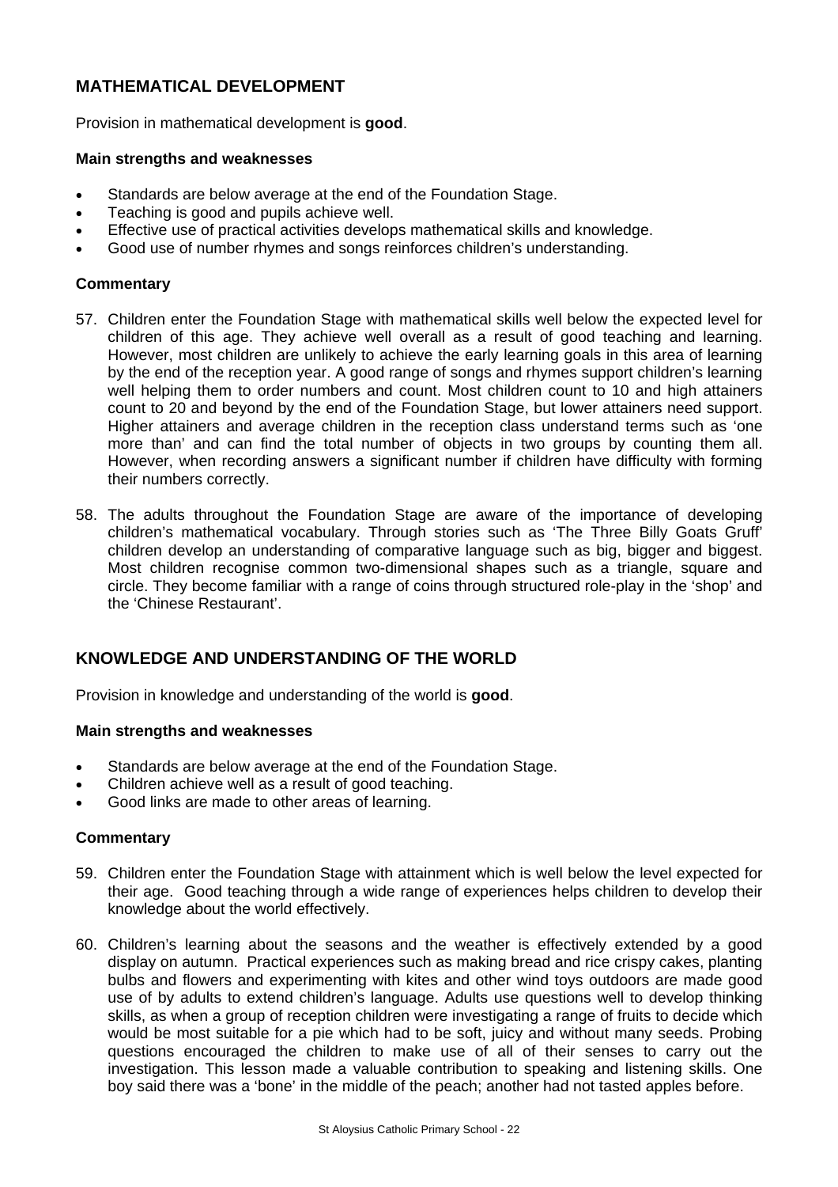## MATHEMATICAL DEVELOPMENT

Provision in mathematical development is **good**.

### Main strengths and weaknesses

- Standards are below average at the end of the Foundation Stage.
- Teaching is good and pupils achieve well.
- Effective use of practical activities develops mathematical skills and knowledge.
- Good use of number rhymes and songs reinforces children's understanding.

### Commentary

57. Children enter the Foundation Stage with mathematical skills well below the expected level for children of this age. They achieve well overall as a result of good teaching and learning. However, most children are unlikely to achieve the early learning goals in this area of learning by the end of the reception year. A good range of songs and rhymes support children's learning well helping them to order numbers and count. Most children count to 10 and high attainers count to 20 and beyond by the end of the Foundation Stage, but lower attainers need support. Higher attainers and average children in the reception class understand terms such as 'one more than' and can find the total number of objects in two groups by counting them all. However, when recording answers a significant number if children have difficulty with forming their numbers correctly.

58. The adults throughout the Foundation Stage are aware of the importance of developing children's mathematical vocabulary. Through stories such as 'The Three Billy Goats Gruff' children develop an understanding of comparative language such as big, bigger and biggest. Most children recognise common two-dimensional shapes such as a triangle, square and circle. They become familiar with a range of coins through structured role-play in the 'shop' and the 'Chinese Restaurant'.

## KNOWLEDGE AND UNDERSTANDING OF THE WORLD

Provision in knowledge and understanding of the world is **good**.

### Main strengths and weaknesses

- Standards are below average at the end of the Foundation Stage.
- Children achieve well as a result of good teaching.
- Good links are made to other areas of learning.

### Commentary

59. Children enter the Foundation Stage with attainment which is well below the level expected for their age. Good teaching through a wide range of experiences helps children to develop their knowledge about the world effectively.

60. Children's learning about the seasons and the weather is effectively extended by a good display on autumn. Practical experiences such as making bread and rice crispy cakes, planting bulbs and flowers and experimenting with kites and other wind toys outdoors are made good use of by adults to extend children's language. Adults use questions well to develop thinking skills, as when a group of reception children were investigating a range of fruits to decide which would be most suitable for a pie which had to be soft, juicy and without many seeds. Probing questions encouraged the children to make use of all of their senses to carry out the investigation. This lesson made a valuable contribution to speaking and listening skills. One boy said there was a 'bone' in the middle of the peach; another had not tasted apples before.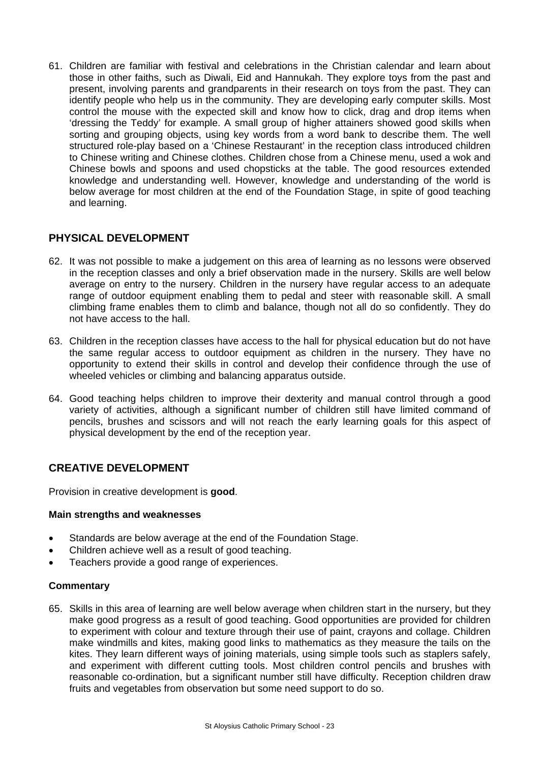61. Children are familiar with festival and celebrations in the Christian calendar and learn about those in other faiths, such as Diwali, Eid and Hannukah. They explore toys from the past and present, involving parents and grandparents in their research on toys from the past. They can identify people who help us in the community. They are developing early computer skills. Most control the mouse with the expected skill and know how to click, drag and drop items when 'dressing the Teddy' for example. A small group of higher attainers showed good skills when sorting and grouping objects, using key words from a word bank to describe them. The well structured role-play based on a 'Chinese Restaurant' in the reception class introduced children to Chinese writing and Chinese clothes. Children chose from a Chinese menu, used a wok and Chinese bowls and spoons and used chopsticks at the table. The good resources extended knowledge and understanding well. However, knowledge and understanding of the world is below average for most children at the end of the Foundation Stage, in spite of good teaching and learning.

## PHYSICAL DEVELOPMENT

62. It was not possible to make a judgement on this area of learning as no lessons were observed in the reception classes and only a brief observation made in the nursery. Skills are well below average on entry to the nursery. Children in the nursery have regular access to an adequate range of outdoor equipment enabling them to pedal and steer with reasonable skill. A small climbing frame enables them to climb and balance, though not all do so confidently. They do not have access to the hall.

63. Children in the reception classes have access to the hall for physical education but do not have the same regular access to outdoor equipment as children in the nursery. They have no opportunity to extend their skills in control and develop their confidence through the use of wheeled vehicles or climbing and balancing apparatus outside.

64. Good teaching helps children to improve their dexterity and manual control through a good variety of activities, although a significant number of children still have limited command of pencils, brushes and scissors and will not reach the early learning goals for this aspect of physical development by the end of the reception year.

## CREATIVE DEVELOPMENT

Provision in creative development is **good**.

#### Main strengths and weaknesses

- Standards are below average at the end of the Foundation Stage.
- Children achieve well as a result of good teaching.
- Teachers provide a good range of experiences.

#### Commentary

65. Skills in this area of learning are well below average when children start in the nursery, but they make good progress as a result of good teaching. Good opportunities are provided for children to experiment with colour and texture through their use of paint, crayons and collage. Children make windmills and kites, making good links to mathematics as they measure the tails on the kites. They learn different ways of joining materials, using simple tools such as staplers safely, and experiment with different cutting tools. Most children control pencils and brushes with reasonable co-ordination, but a significant number still have difficulty. Reception children draw fruits and vegetables from observation but some need support to do so.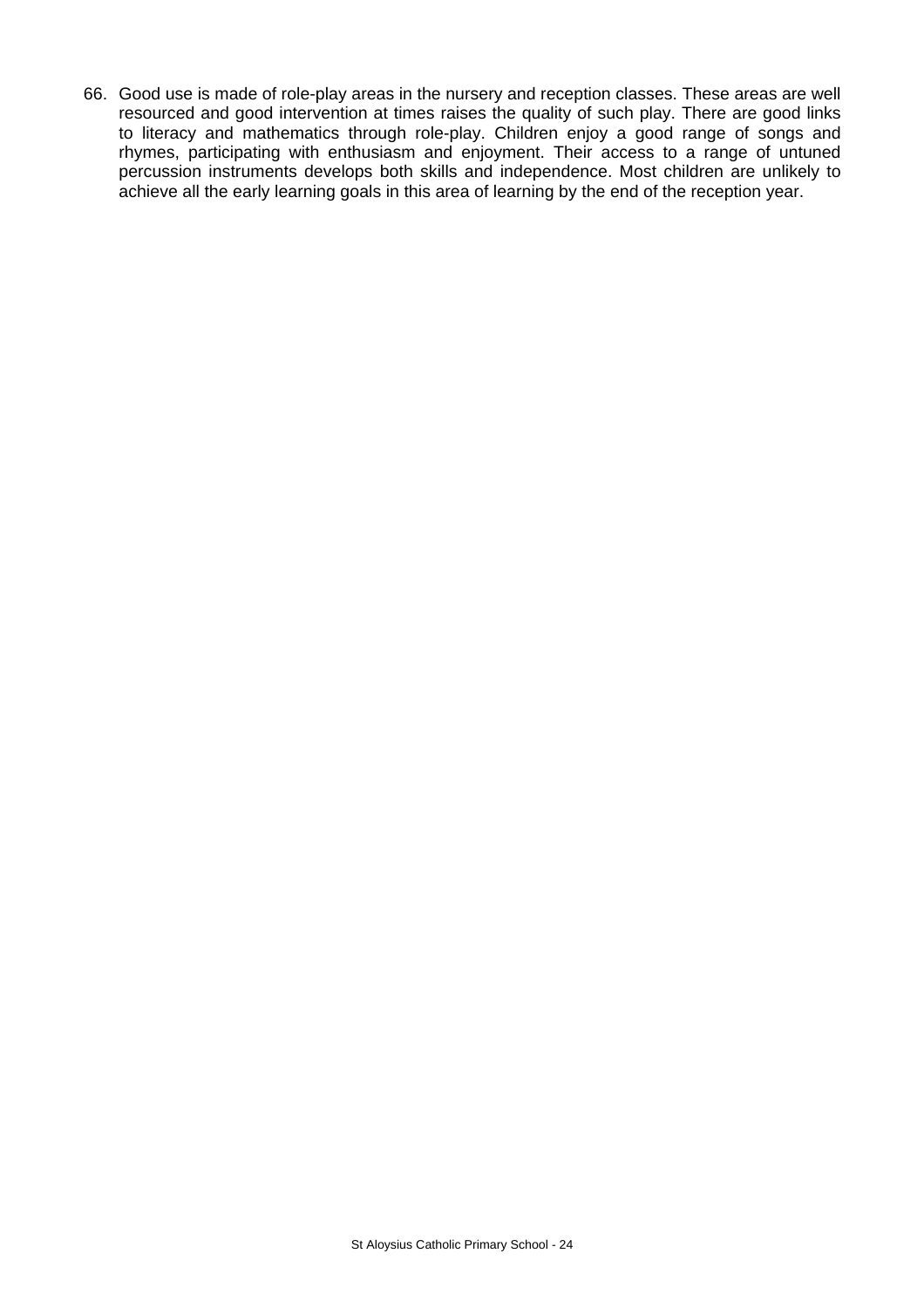66. Good use is made of role-play areas in the nursery and reception classes. These areas are well resourced and good intervention at times raises the quality of such play. There are good links to literacy and mathematics through role-play. Children enjoy a good range of songs and rhymes, participating with enthusiasm and enjoyment. Their access to a range of untuned percussion instruments develops both skills and independence. Most children are unlikely to achieve all the early learning goals in this area of learning by the end of the reception year.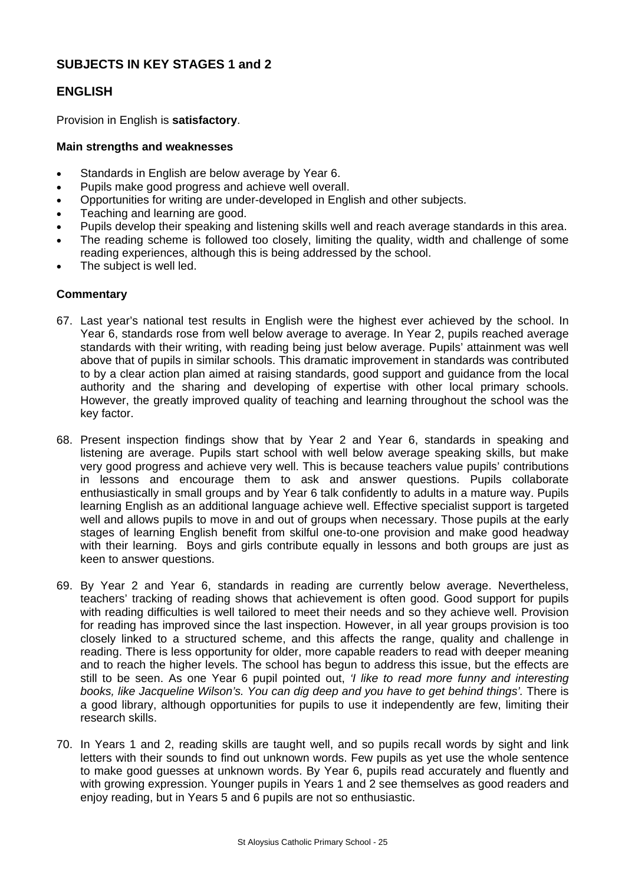## SUBJECTS IN KEY STAGES 1 and 2

## ENGLISH

Provision in English is **satisfactory**.

### Main strengths and weaknesses

- Standards in English are below average by Year 6.
- Pupils make good progress and achieve well overall.
- Opportunities for writing are under-developed in English and other subjects.
- Teaching and learning are good.
- Pupils develop their speaking and listening skills well and reach average standards in this area.
- The reading scheme is followed too closely, limiting the quality, width and challenge of some reading experiences, although this is being addressed by the school.
- The subject is well led.

### Commentary

67. Last year's national test results in English were the highest ever achieved by the school. In Year 6, standards rose from well below average to average. In Year 2, pupils reached average standards with their writing, with reading being just below average. Pupils' attainment was well above that of pupils in similar schools. This dramatic improvement in standards was contributed to by a clear action plan aimed at raising standards, good support and guidance from the local authority and the sharing and developing of expertise with other local primary schools. However, the greatly improved quality of teaching and learning throughout the school was the key factor.

68. Present inspection findings show that by Year 2 and Year 6, standards in speaking and listening are average. Pupils start school with well below average speaking skills, but make very good progress and achieve very well. This is because teachers value pupils' contributions in lessons and encourage them to ask and answer questions. Pupils collaborate enthusiastically in small groups and by Year 6 talk confidently to adults in a mature way. Pupils learning English as an additional language achieve well. Effective specialist support is targeted well and allows pupils to move in and out of groups when necessary. Those pupils at the early stages of learning English benefit from skilful one-to-one provision and make good headway with their learning. Boys and girls contribute equally in lessons and both groups are just as keen to answer questions.

69. By Year 2 and Year 6, standards in reading are currently below average. Nevertheless, teachers' tracking of reading shows that achievement is often good. Good support for pupils with reading difficulties is well tailored to meet their needs and so they achieve well. Provision for reading has improved since the last inspection. However, in all year groups provision is too closely linked to a structured scheme, and this affects the range, quality and challenge in reading. There is less opportunity for older, more capable readers to read with deeper meaning and to reach the higher levels. The school has begun to address this issue, but the effects are still to be seen. As one Year 6 pupil pointed out, *'I like to read more funny and interesting books, like Jacqueline Wilson's. You can dig deep and you have to get behind things'.* There is a good library, although opportunities for pupils to use it independently are few, limiting their research skills.

70. In Years 1 and 2, reading skills are taught well, and so pupils recall words by sight and link letters with their sounds to find out unknown words. Few pupils as yet use the whole sentence to make good guesses at unknown words. By Year 6, pupils read accurately and fluently and with growing expression. Younger pupils in Years 1 and 2 see themselves as good readers and enjoy reading, but in Years 5 and 6 pupils are not so enthusiastic.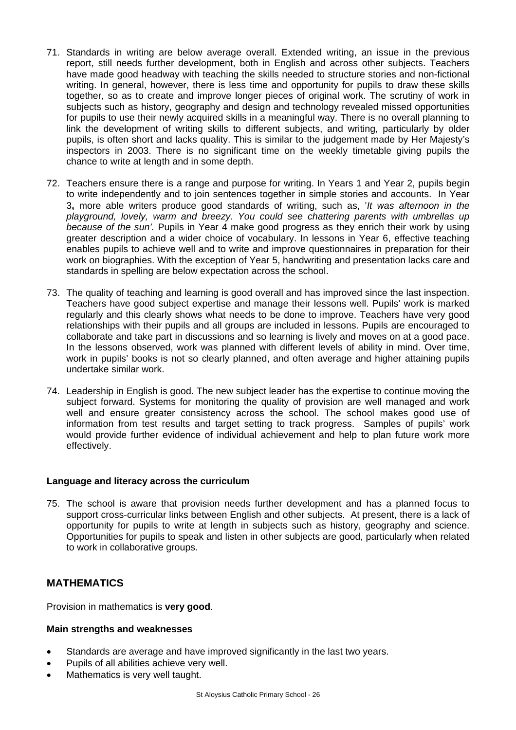71. Standards in writing are below average overall. Extended writing, an issue in the previous report, still needs further development, both in English and across other subjects. Teachers have made good headway with teaching the skills needed to structure stories and non-fictional writing. In general, however, there is less time and opportunity for pupils to draw these skills together, so as to create and improve longer pieces of original work. The scrutiny of work in subjects such as history, geography and design and technology revealed missed opportunities for pupils to use their newly acquired skills in a meaningful way. There is no overall planning to link the development of writing skills to different subjects, and writing, particularly by older pupils, is often short and lacks quality. This is similar to the judgement made by Her Majesty's inspectors in 2003. There is no significant time on the weekly timetable giving pupils the chance to write at length and in some depth.

72. Teachers ensure there is a range and purpose for writing. In Years 1 and Year 2, pupils begin to write independently and to join sentences together in simple stories and accounts. In Year 3**,** more able writers produce good standards of writing, such as, '*It was afternoon in the playground, lovely, warm and breezy. You could see chattering parents with umbrellas up because of the sun'.* Pupils in Year 4 make good progress as they enrich their work by using greater description and a wider choice of vocabulary. In lessons in Year 6, effective teaching enables pupils to achieve well and to write and improve questionnaires in preparation for their work on biographies. With the exception of Year 5, handwriting and presentation lacks care and standards in spelling are below expectation across the school.

73. The quality of teaching and learning is good overall and has improved since the last inspection. Teachers have good subject expertise and manage their lessons well. Pupils' work is marked regularly and this clearly shows what needs to be done to improve. Teachers have very good relationships with their pupils and all groups are included in lessons. Pupils are encouraged to collaborate and take part in discussions and so learning is lively and moves on at a good pace. In the lessons observed, work was planned with different levels of ability in mind. Over time, work in pupils' books is not so clearly planned, and often average and higher attaining pupils undertake similar work.

74. Leadership in English is good. The new subject leader has the expertise to continue moving the subject forward. Systems for monitoring the quality of provision are well managed and work well and ensure greater consistency across the school. The school makes good use of information from test results and target setting to track progress. Samples of pupils' work would provide further evidence of individual achievement and help to plan future work more effectively.

### Language and literacy across the curriculum

75. The school is aware that provision needs further development and has a planned focus to support cross-curricular links between English and other subjects. At present, there is a lack of opportunity for pupils to write at length in subjects such as history, geography and science. Opportunities for pupils to speak and listen in other subjects are good, particularly when related to work in collaborative groups.

## MATHEMATICS

Provision in mathematics is **very good**.

### Main strengths and weaknesses

- Standards are average and have improved significantly in the last two years.
- Pupils of all abilities achieve very well.
- Mathematics is very well taught.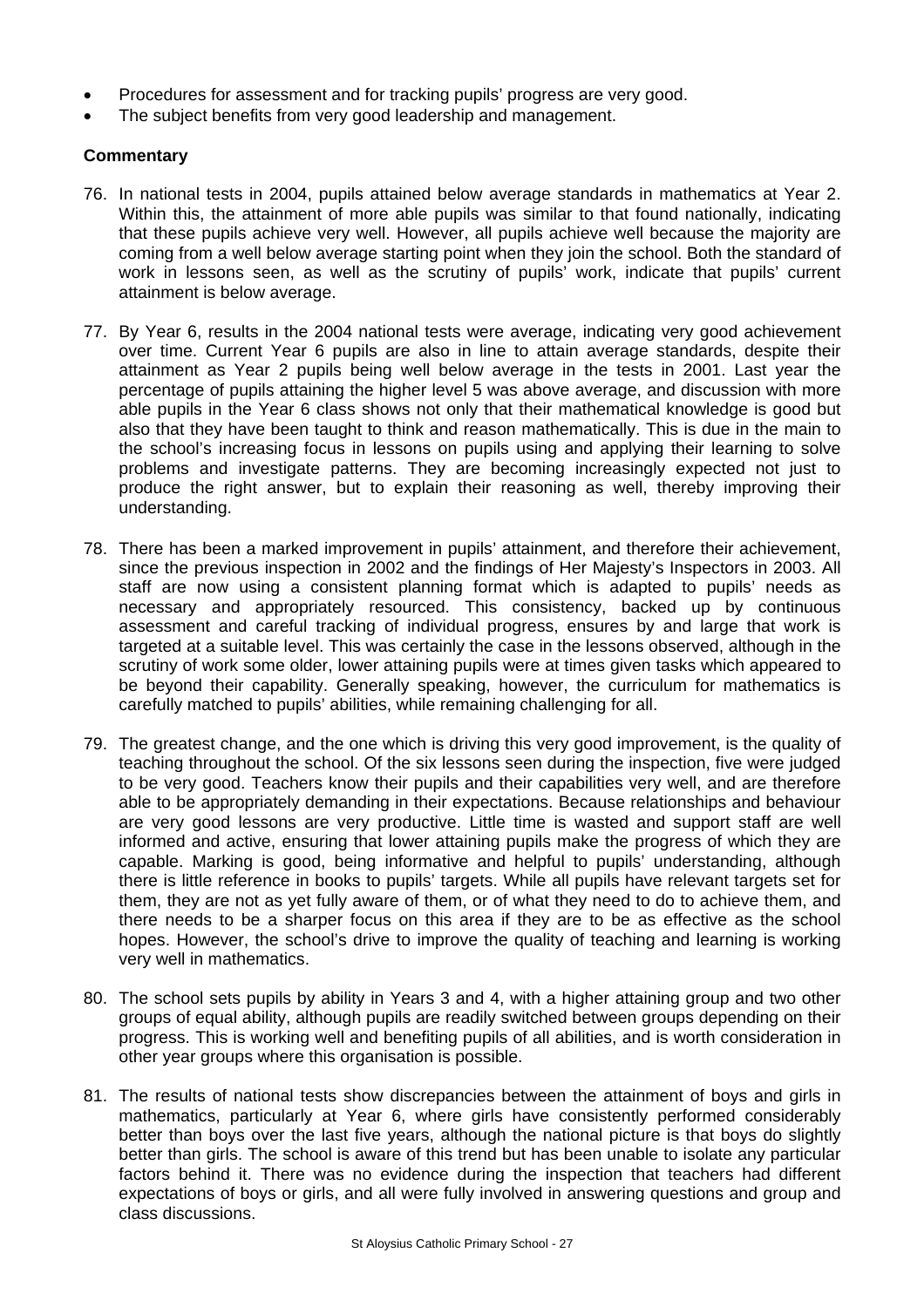- Procedures for assessment and for tracking pupils' progress are very good.
- The subject benefits from very good leadership and management.

**Commentary**

76. In national tests in 2004, pupils attained below average standards in mathematics at Year 2. Within this, the attainment of more able pupils was similar to that found nationally, indicating that these pupils achieve very well. However, all pupils achieve well because the majority are coming from a well below average starting point when they join the school. Both the standard of work in lessons seen, as well as the scrutiny of pupils' work, indicate that pupils' current attainment is below average.

77. By Year 6, results in the 2004 national tests were average, indicating very good achievement over time. Current Year 6 pupils are also in line to attain average standards, despite their attainment as Year 2 pupils being well below average in the tests in 2001. Last year the percentage of pupils attaining the higher level 5 was above average, and discussion with more able pupils in the Year 6 class shows not only that their mathematical knowledge is good but also that they have been taught to think and reason mathematically. This is due in the main to the school's increasing focus in lessons on pupils using and applying their learning to solve problems and investigate patterns. They are becoming increasingly expected not just to produce the right answer, but to explain their reasoning as well, thereby improving their understanding.

78. There has been a marked improvement in pupils' attainment, and therefore their achievement, since the previous inspection in 2002 and the findings of Her Majesty's Inspectors in 2003. All staff are now using a consistent planning format which is adapted to pupils' needs as necessary and appropriately resourced. This consistency, backed up by continuous assessment and careful tracking of individual progress, ensures by and large that work is targeted at a suitable level. This was certainly the case in the lessons observed, although in the scrutiny of work some older, lower attaining pupils were at times given tasks which appeared to be beyond their capability. Generally speaking, however, the curriculum for mathematics is carefully matched to pupils' abilities, while remaining challenging for all.

79. The greatest change, and the one which is driving this very good improvement, is the quality of teaching throughout the school. Of the six lessons seen during the inspection, five were judged to be very good. Teachers know their pupils and their capabilities very well, and are therefore able to be appropriately demanding in their expectations. Because relationships and behaviour are very good lessons are very productive. Little time is wasted and support staff are well informed and active, ensuring that lower attaining pupils make the progress of which they are capable. Marking is good, being informative and helpful to pupils' understanding, although there is little reference in books to pupils' targets. While all pupils have relevant targets set for them, they are not as yet fully aware of them, or of what they need to do to achieve them, and there needs to be a sharper focus on this area if they are to be as effective as the school hopes. However, the school's drive to improve the quality of teaching and learning is working very well in mathematics.

80. The school sets pupils by ability in Years 3 and 4, with a higher attaining group and two other groups of equal ability, although pupils are readily switched between groups depending on their progress. This is working well and benefiting pupils of all abilities, and is worth consideration in other year groups where this organisation is possible.

81. The results of national tests show discrepancies between the attainment of boys and girls in mathematics, particularly at Year 6, where girls have consistently performed considerably better than boys over the last five years, although the national picture is that boys do slightly better than girls. The school is aware of this trend but has been unable to isolate any particular factors behind it. There was no evidence during the inspection that teachers had different expectations of boys or girls, and all were fully involved in answering questions and group and class discussions.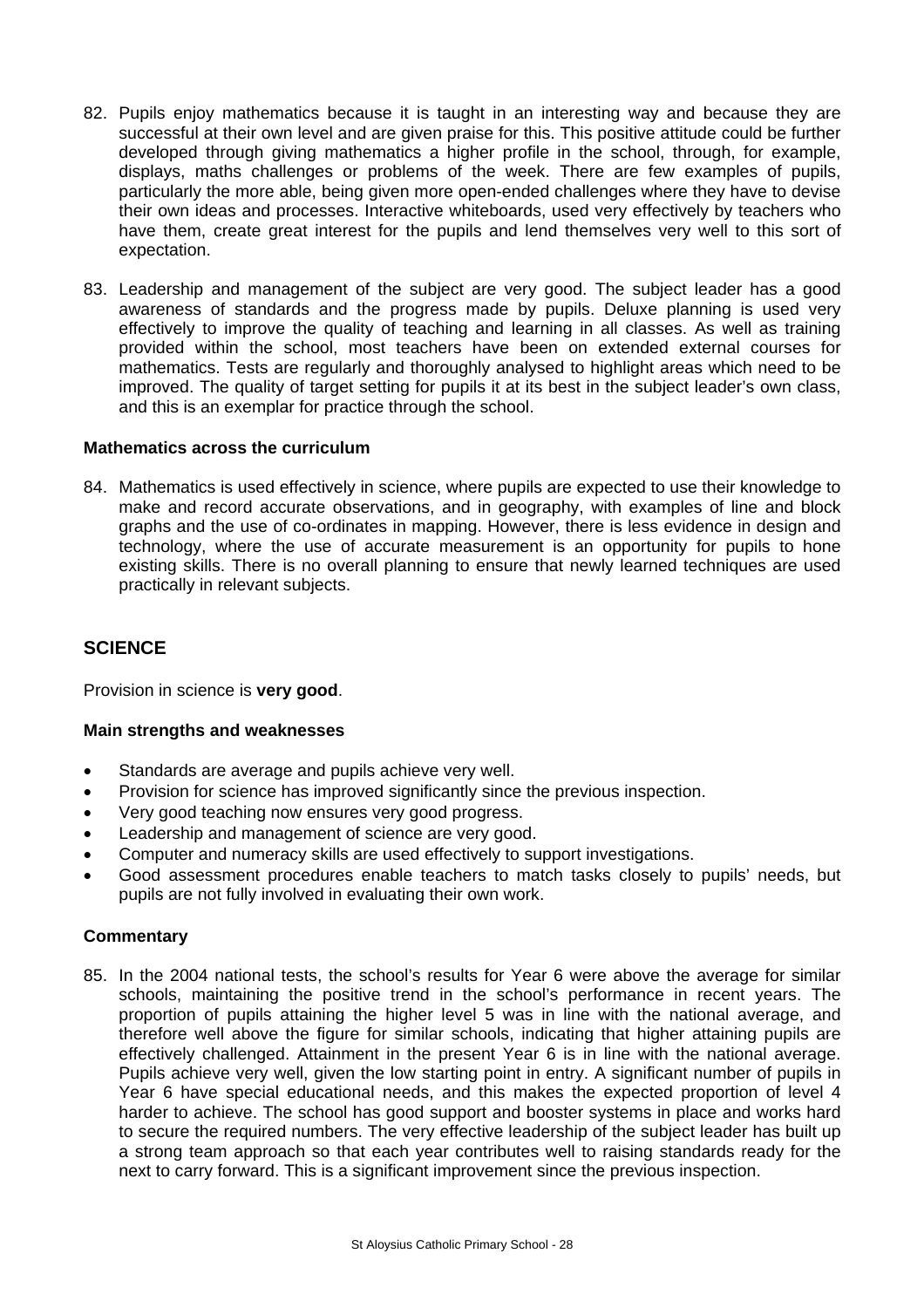82. Pupils enjoy mathematics because it is taught in an interesting way and because they are successful at their own level and are given praise for this. This positive attitude could be further developed through giving mathematics a higher profile in the school, through, for example, displays, maths challenges or problems of the week. There are few examples of pupils, particularly the more able, being given more open-ended challenges where they have to devise their own ideas and processes. Interactive whiteboards, used very effectively by teachers who have them, create great interest for the pupils and lend themselves very well to this sort of expectation.

83. Leadership and management of the subject are very good. The subject leader has a good awareness of standards and the progress made by pupils. Deluxe planning is used very effectively to improve the quality of teaching and learning in all classes. As well as training provided within the school, most teachers have been on extended external courses for mathematics. Tests are regularly and thoroughly analysed to highlight areas which need to be improved. The quality of target setting for pupils it at its best in the subject leader's own class, and this is an exemplar for practice through the school.

**Mathematics across the curriculum**

84. Mathematics is used effectively in science, where pupils are expected to use their knowledge to make and record accurate observations, and in geography, with examples of line and block graphs and the use of co-ordinates in mapping. However, there is less evidence in design and technology, where the use of accurate measurement is an opportunity for pupils to hone existing skills. There is no overall planning to ensure that newly learned techniques are used practically in relevant subjects.

## SCIENCE

Provision in science is **very good**.

**Main strengths and weaknesses**

- Standards are average and pupils achieve very well.
- Provision for science has improved significantly since the previous inspection.
- Very good teaching now ensures very good progress.
- Leadership and management of science are very good.
- Computer and numeracy skills are used effectively to support investigations.
- Good assessment procedures enable teachers to match tasks closely to pupils' needs, but pupils are not fully involved in evaluating their own work.

**Commentary**

85. In the 2004 national tests, the school's results for Year 6 were above the average for similar schools, maintaining the positive trend in the school's performance in recent years. The proportion of pupils attaining the higher level 5 was in line with the national average, and therefore well above the figure for similar schools, indicating that higher attaining pupils are effectively challenged. Attainment in the present Year 6 is in line with the national average. Pupils achieve very well, given the low starting point in entry. A significant number of pupils in Year 6 have special educational needs, and this makes the expected proportion of level 4 harder to achieve. The school has good support and booster systems in place and works hard to secure the required numbers. The very effective leadership of the subject leader has built up a strong team approach so that each year contributes well to raising standards ready for the next to carry forward. This is a significant improvement since the previous inspection.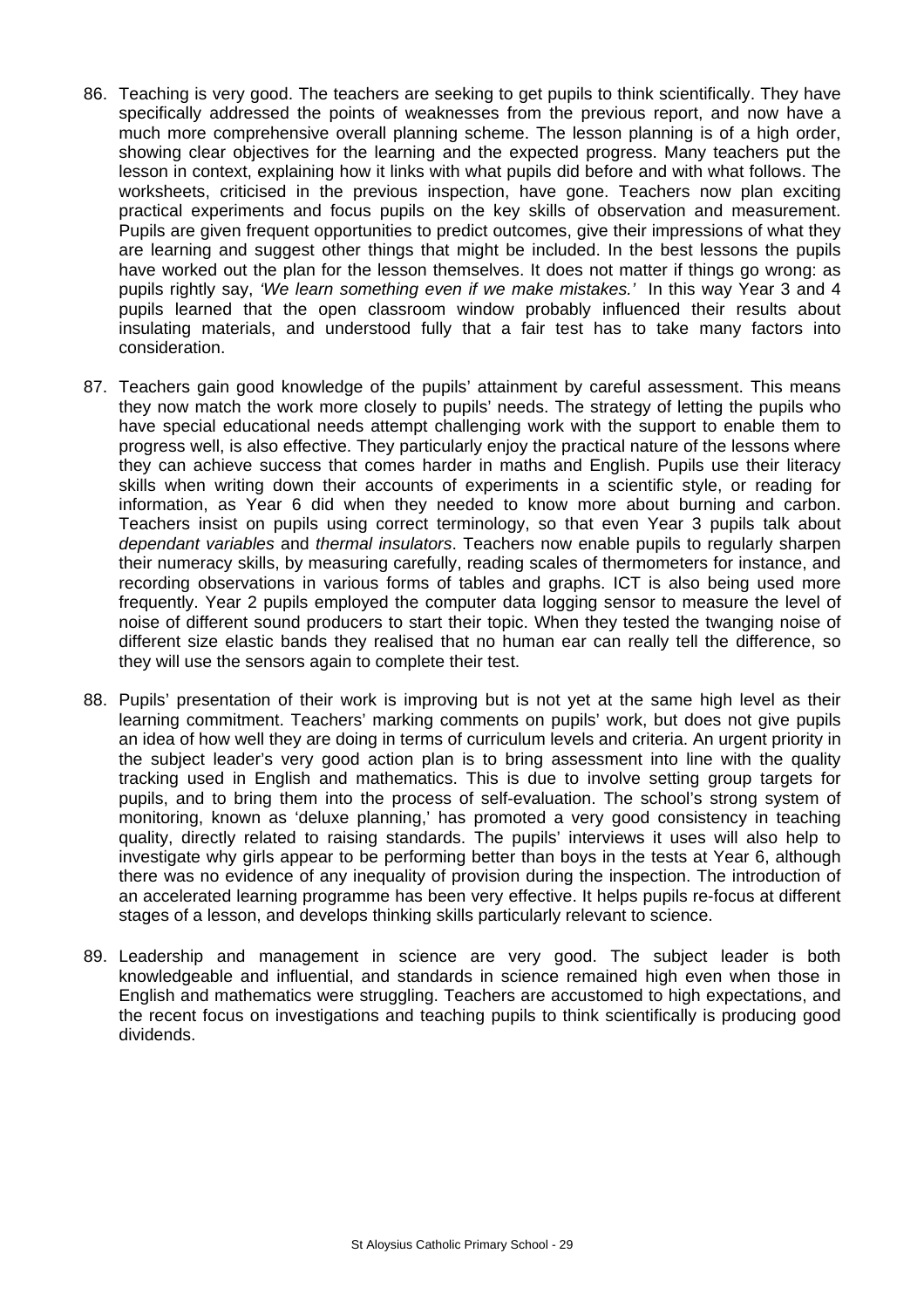86. Teaching is very good. The teachers are seeking to get pupils to think scientifically. They have specifically addressed the points of weaknesses from the previous report, and now have a much more comprehensive overall planning scheme. The lesson planning is of a high order, showing clear objectives for the learning and the expected progress. Many teachers put the lesson in context, explaining how it links with what pupils did before and with what follows. The worksheets, criticised in the previous inspection, have gone. Teachers now plan exciting practical experiments and focus pupils on the key skills of observation and measurement. Pupils are given frequent opportunities to predict outcomes, give their impressions of what they are learning and suggest other things that might be included. In the best lessons the pupils have worked out the plan for the lesson themselves. It does not matter if things go wrong: as pupils rightly say, *'We learn something even if we make mistakes.'* In this way Year 3 and 4 pupils learned that the open classroom window probably influenced their results about insulating materials, and understood fully that a fair test has to take many factors into consideration.

87. Teachers gain good knowledge of the pupils' attainment by careful assessment. This means they now match the work more closely to pupils' needs. The strategy of letting the pupils who have special educational needs attempt challenging work with the support to enable them to progress well, is also effective. They particularly enjoy the practical nature of the lessons where they can achieve success that comes harder in maths and English. Pupils use their literacy skills when writing down their accounts of experiments in a scientific style, or reading for information, as Year 6 did when they needed to know more about burning and carbon. Teachers insist on pupils using correct terminology, so that even Year 3 pupils talk about *dependant variables* and *thermal insulators*. Teachers now enable pupils to regularly sharpen their numeracy skills, by measuring carefully, reading scales of thermometers for instance, and recording observations in various forms of tables and graphs. ICT is also being used more frequently. Year 2 pupils employed the computer data logging sensor to measure the level of noise of different sound producers to start their topic. When they tested the twanging noise of different size elastic bands they realised that no human ear can really tell the difference, so they will use the sensors again to complete their test.

88. Pupils' presentation of their work is improving but is not yet at the same high level as their learning commitment. Teachers' marking comments on pupils' work, but does not give pupils an idea of how well they are doing in terms of curriculum levels and criteria. An urgent priority in the subject leader's very good action plan is to bring assessment into line with the quality tracking used in English and mathematics. This is due to involve setting group targets for pupils, and to bring them into the process of self-evaluation. The school's strong system of monitoring, known as 'deluxe planning,' has promoted a very good consistency in teaching quality, directly related to raising standards. The pupils' interviews it uses will also help to investigate why girls appear to be performing better than boys in the tests at Year 6, although there was no evidence of any inequality of provision during the inspection. The introduction of an accelerated learning programme has been very effective. It helps pupils re-focus at different stages of a lesson, and develops thinking skills particularly relevant to science.

89. Leadership and management in science are very good. The subject leader is both knowledgeable and influential, and standards in science remained high even when those in English and mathematics were struggling. Teachers are accustomed to high expectations, and the recent focus on investigations and teaching pupils to think scientifically is producing good dividends.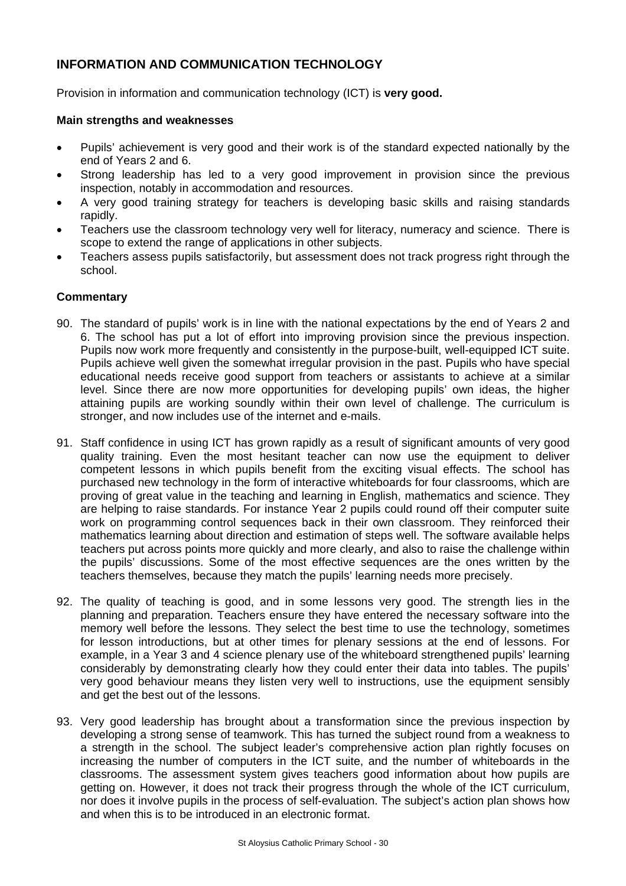## INFORMATION AND COMMUNICATION TECHNOLOGY

Provision in information and communication technology (ICT) is **very good.**

### Main strengths and weaknesses

- Pupils' achievement is very good and their work is of the standard expected nationally by the end of Years 2 and 6.
- Strong leadership has led to a very good improvement in provision since the previous inspection, notably in accommodation and resources.
- A very good training strategy for teachers is developing basic skills and raising standards rapidly.
- Teachers use the classroom technology very well for literacy, numeracy and science. There is scope to extend the range of applications in other subjects.
- Teachers assess pupils satisfactorily, but assessment does not track progress right through the school.

### Commentary

90. The standard of pupils' work is in line with the national expectations by the end of Years 2 and 6. The school has put a lot of effort into improving provision since the previous inspection. Pupils now work more frequently and consistently in the purpose-built, well-equipped ICT suite. Pupils achieve well given the somewhat irregular provision in the past. Pupils who have special educational needs receive good support from teachers or assistants to achieve at a similar level. Since there are now more opportunities for developing pupils' own ideas, the higher attaining pupils are working soundly within their own level of challenge. The curriculum is stronger, and now includes use of the internet and e-mails.

91. Staff confidence in using ICT has grown rapidly as a result of significant amounts of very good quality training. Even the most hesitant teacher can now use the equipment to deliver competent lessons in which pupils benefit from the exciting visual effects. The school has purchased new technology in the form of interactive whiteboards for four classrooms, which are proving of great value in the teaching and learning in English, mathematics and science. They are helping to raise standards. For instance Year 2 pupils could round off their computer suite work on programming control sequences back in their own classroom. They reinforced their mathematics learning about direction and estimation of steps well. The software available helps teachers put across points more quickly and more clearly, and also to raise the challenge within the pupils' discussions. Some of the most effective sequences are the ones written by the teachers themselves, because they match the pupils' learning needs more precisely.

92. The quality of teaching is good, and in some lessons very good. The strength lies in the planning and preparation. Teachers ensure they have entered the necessary software into the memory well before the lessons. They select the best time to use the technology, sometimes for lesson introductions, but at other times for plenary sessions at the end of lessons. For example, in a Year 3 and 4 science plenary use of the whiteboard strengthened pupils' learning considerably by demonstrating clearly how they could enter their data into tables. The pupils' very good behaviour means they listen very well to instructions, use the equipment sensibly and get the best out of the lessons.

93. Very good leadership has brought about a transformation since the previous inspection by developing a strong sense of teamwork. This has turned the subject round from a weakness to a strength in the school. The subject leader's comprehensive action plan rightly focuses on increasing the number of computers in the ICT suite, and the number of whiteboards in the classrooms. The assessment system gives teachers good information about how pupils are getting on. However, it does not track their progress through the whole of the ICT curriculum, nor does it involve pupils in the process of self-evaluation. The subject's action plan shows how and when this is to be introduced in an electronic format.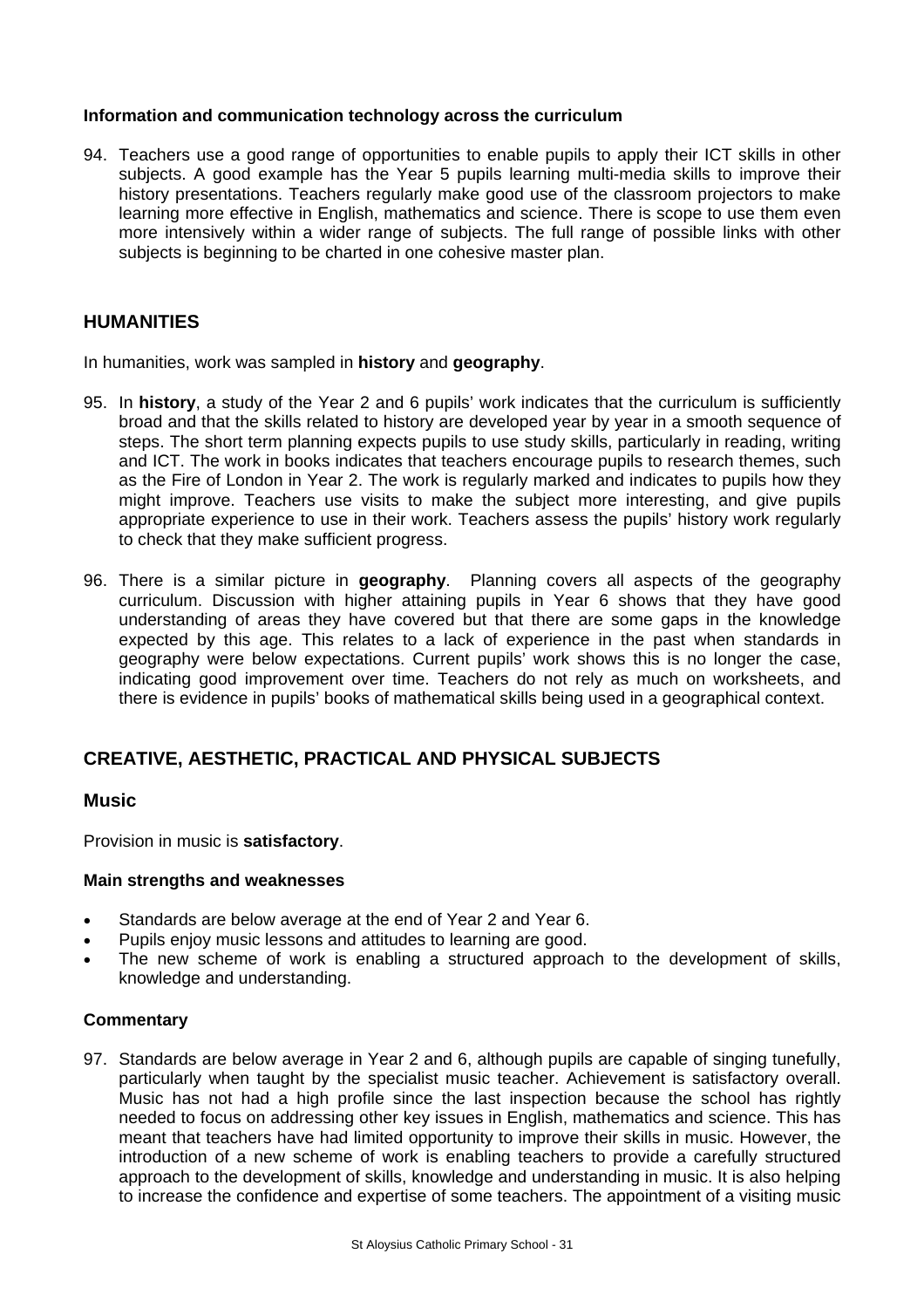### Information and communication technology across the curriculum

94. Teachers use a good range of opportunities to enable pupils to apply their ICT skills in other subjects. A good example has the Year 5 pupils learning multi-media skills to improve their history presentations. Teachers regularly make good use of the classroom projectors to make learning more effective in English, mathematics and science. There is scope to use them even more intensively within a wider range of subjects. The full range of possible links with other subjects is beginning to be charted in one cohesive master plan.

## HUMANITIES

In humanities, work was sampled in **history** and **geography**.

95. In **history**, a study of the Year 2 and 6 pupils' work indicates that the curriculum is sufficiently broad and that the skills related to history are developed year by year in a smooth sequence of steps. The short term planning expects pupils to use study skills, particularly in reading, writing and ICT. The work in books indicates that teachers encourage pupils to research themes, such as the Fire of London in Year 2. The work is regularly marked and indicates to pupils how they might improve. Teachers use visits to make the subject more interesting, and give pupils appropriate experience to use in their work. Teachers assess the pupils' history work regularly to check that they make sufficient progress.

96. There is a similar picture in **geography**. Planning covers all aspects of the geography curriculum. Discussion with higher attaining pupils in Year 6 shows that they have good understanding of areas they have covered but that there are some gaps in the knowledge expected by this age. This relates to a lack of experience in the past when standards in geography were below expectations. Current pupils' work shows this is no longer the case, indicating good improvement over time. Teachers do not rely as much on worksheets, and there is evidence in pupils' books of mathematical skills being used in a geographical context.

## CREATIVE, AESTHETIC, PRACTICAL AND PHYSICAL SUBJECTS

### Music

Provision in music is **satisfactory**.

#### Main strengths and weaknesses

- Standards are below average at the end of Year 2 and Year 6.
- Pupils enjoy music lessons and attitudes to learning are good.
- The new scheme of work is enabling a structured approach to the development of skills, knowledge and understanding.

#### Commentary

97. Standards are below average in Year 2 and 6, although pupils are capable of singing tunefully, particularly when taught by the specialist music teacher. Achievement is satisfactory overall. Music has not had a high profile since the last inspection because the school has rightly needed to focus on addressing other key issues in English, mathematics and science. This has meant that teachers have had limited opportunity to improve their skills in music. However, the introduction of a new scheme of work is enabling teachers to provide a carefully structured approach to the development of skills, knowledge and understanding in music. It is also helping to increase the confidence and expertise of some teachers. The appointment of a visiting music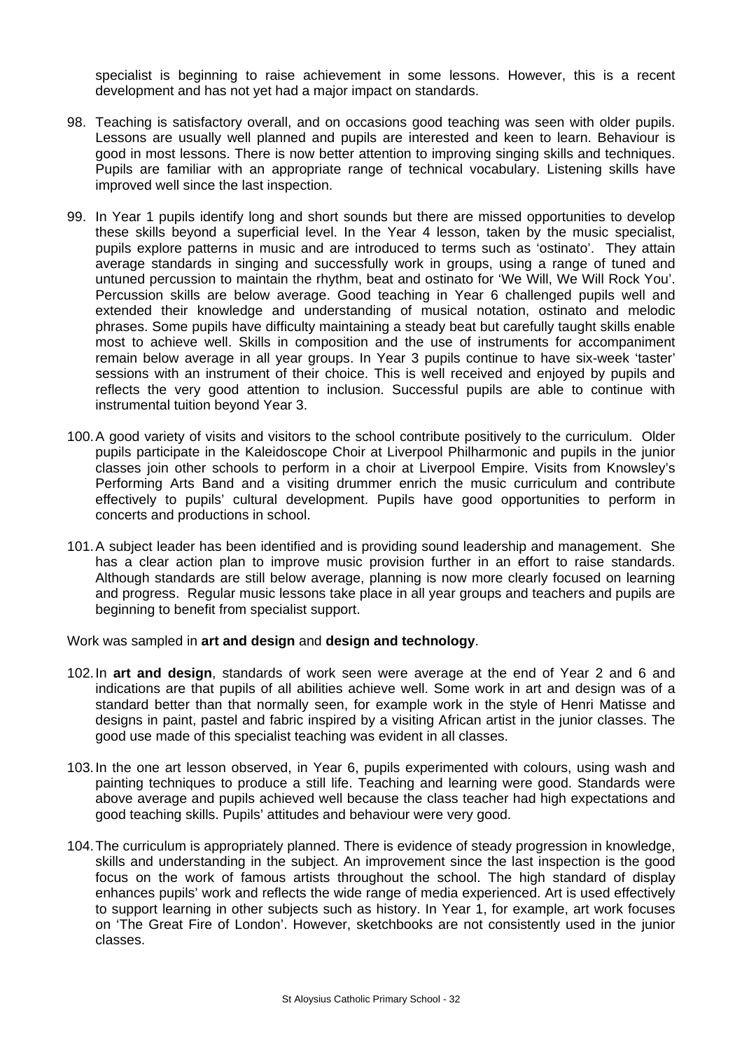specialist is beginning to raise achievement in some lessons. However, this is a recent development and has not yet had a major impact on standards.

98. Teaching is satisfactory overall, and on occasions good teaching was seen with older pupils. Lessons are usually well planned and pupils are interested and keen to learn. Behaviour is good in most lessons. There is now better attention to improving singing skills and techniques. Pupils are familiar with an appropriate range of technical vocabulary. Listening skills have improved well since the last inspection.

99. In Year 1 pupils identify long and short sounds but there are missed opportunities to develop these skills beyond a superficial level. In the Year 4 lesson, taken by the music specialist, pupils explore patterns in music and are introduced to terms such as 'ostinato'. They attain average standards in singing and successfully work in groups, using a range of tuned and untuned percussion to maintain the rhythm, beat and ostinato for 'We Will, We Will Rock You'. Percussion skills are below average. Good teaching in Year 6 challenged pupils well and extended their knowledge and understanding of musical notation, ostinato and melodic phrases. Some pupils have difficulty maintaining a steady beat but carefully taught skills enable most to achieve well. Skills in composition and the use of instruments for accompaniment remain below average in all year groups. In Year 3 pupils continue to have six-week 'taster' sessions with an instrument of their choice. This is well received and enjoyed by pupils and reflects the very good attention to inclusion. Successful pupils are able to continue with instrumental tuition beyond Year 3.

100. A good variety of visits and visitors to the school contribute positively to the curriculum. Older pupils participate in the Kaleidoscope Choir at Liverpool Philharmonic and pupils in the junior classes join other schools to perform in a choir at Liverpool Empire. Visits from Knowsley's Performing Arts Band and a visiting drummer enrich the music curriculum and contribute effectively to pupils' cultural development. Pupils have good opportunities to perform in concerts and productions in school.

101. A subject leader has been identified and is providing sound leadership and management. She has a clear action plan to improve music provision further in an effort to raise standards. Although standards are still below average, planning is now more clearly focused on learning and progress. Regular music lessons take place in all year groups and teachers and pupils are beginning to benefit from specialist support.

Work was sampled in **art and design** and **design and technology**.

102. In **art and design**, standards of work seen were average at the end of Year 2 and 6 and indications are that pupils of all abilities achieve well. Some work in art and design was of a standard better than that normally seen, for example work in the style of Henri Matisse and designs in paint, pastel and fabric inspired by a visiting African artist in the junior classes. The good use made of this specialist teaching was evident in all classes.

103. In the one art lesson observed, in Year 6, pupils experimented with colours, using wash and painting techniques to produce a still life. Teaching and learning were good. Standards were above average and pupils achieved well because the class teacher had high expectations and good teaching skills. Pupils' attitudes and behaviour were very good.

104. The curriculum is appropriately planned. There is evidence of steady progression in knowledge, skills and understanding in the subject. An improvement since the last inspection is the good focus on the work of famous artists throughout the school. The high standard of display enhances pupils' work and reflects the wide range of media experienced. Art is used effectively to support learning in other subjects such as history. In Year 1, for example, art work focuses on 'The Great Fire of London'. However, sketchbooks are not consistently used in the junior classes.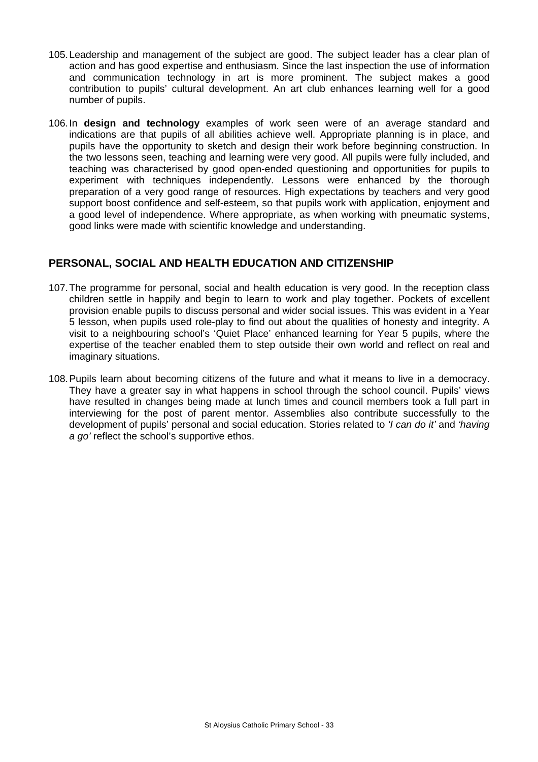105. Leadership and management of the subject are good. The subject leader has a clear plan of action and has good expertise and enthusiasm. Since the last inspection the use of information and communication technology in art is more prominent. The subject makes a good contribution to pupils' cultural development. An art club enhances learning well for a good number of pupils.

106. In **design and technology** examples of work seen were of an average standard and indications are that pupils of all abilities achieve well. Appropriate planning is in place, and pupils have the opportunity to sketch and design their work before beginning construction. In the two lessons seen, teaching and learning were very good. All pupils were fully included, and teaching was characterised by good open-ended questioning and opportunities for pupils to experiment with techniques independently. Lessons were enhanced by the thorough preparation of a very good range of resources. High expectations by teachers and very good support boost confidence and self-esteem, so that pupils work with application, enjoyment and a good level of independence. Where appropriate, as when working with pneumatic systems, good links were made with scientific knowledge and understanding.

## PERSONAL, SOCIAL AND HEALTH EDUCATION AND CITIZENSHIP

107. The programme for personal, social and health education is very good. In the reception class children settle in happily and begin to learn to work and play together. Pockets of excellent provision enable pupils to discuss personal and wider social issues. This was evident in a Year 5 lesson, when pupils used role-play to find out about the qualities of honesty and integrity. A visit to a neighbouring school's 'Quiet Place' enhanced learning for Year 5 pupils, where the expertise of the teacher enabled them to step outside their own world and reflect on real and imaginary situations.

108. Pupils learn about becoming citizens of the future and what it means to live in a democracy. They have a greater say in what happens in school through the school council. Pupils' views have resulted in changes being made at lunch times and council members took a full part in interviewing for the post of parent mentor. Assemblies also contribute successfully to the development of pupils' personal and social education. Stories related to *'I can do it'* and *'having a go'* reflect the school's supportive ethos.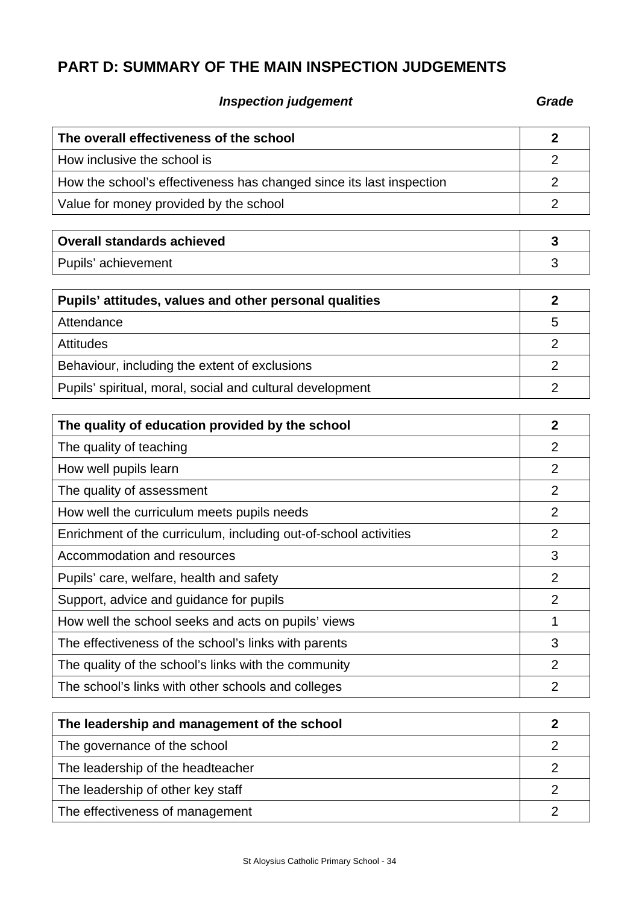## PART D: SUMMARY OF THE MAIN INSPECTION JUDGEMENTS

| *Inspection judgement* | *Grade* |
|---|---|
| **The overall effectiveness of the school** | **2** |
| How inclusive the school is | 2 |
| How the school's effectiveness has changed since its last inspection | 2 |
| Value for money provided by the school | 2 |

| *Inspection judgement* | *Grade* |
|---|---|
| **Overall standards achieved** | **3** |
| Pupils' achievement | 3 |

| *Inspection judgement* | *Grade* |
|---|---|
| **Pupils' attitudes, values and other personal qualities** | **2** |
| Attendance | 5 |
| Attitudes | 2 |
| Behaviour, including the extent of exclusions | 2 |
| Pupils' spiritual, moral, social and cultural development | 2 |

| *Inspection judgement* | *Grade* |
|---|---|
| **The quality of education provided by the school** | **2** |
| The quality of teaching | 2 |
| How well pupils learn | 2 |
| The quality of assessment | 2 |
| How well the curriculum meets pupils needs | 2 |
| Enrichment of the curriculum, including out-of-school activities | 2 |
| Accommodation and resources | 3 |
| Pupils' care, welfare, health and safety | 2 |
| Support, advice and guidance for pupils | 2 |
| How well the school seeks and acts on pupils' views | 1 |
| The effectiveness of the school's links with parents | 3 |
| The quality of the school's links with the community | 2 |
| The school's links with other schools and colleges | 2 |

| *Inspection judgement* | *Grade* |
|---|---|
| **The leadership and management of the school** | **2** |
| The governance of the school | 2 |
| The leadership of the headteacher | 2 |
| The leadership of other key staff | 2 |
| The effectiveness of management | 2 |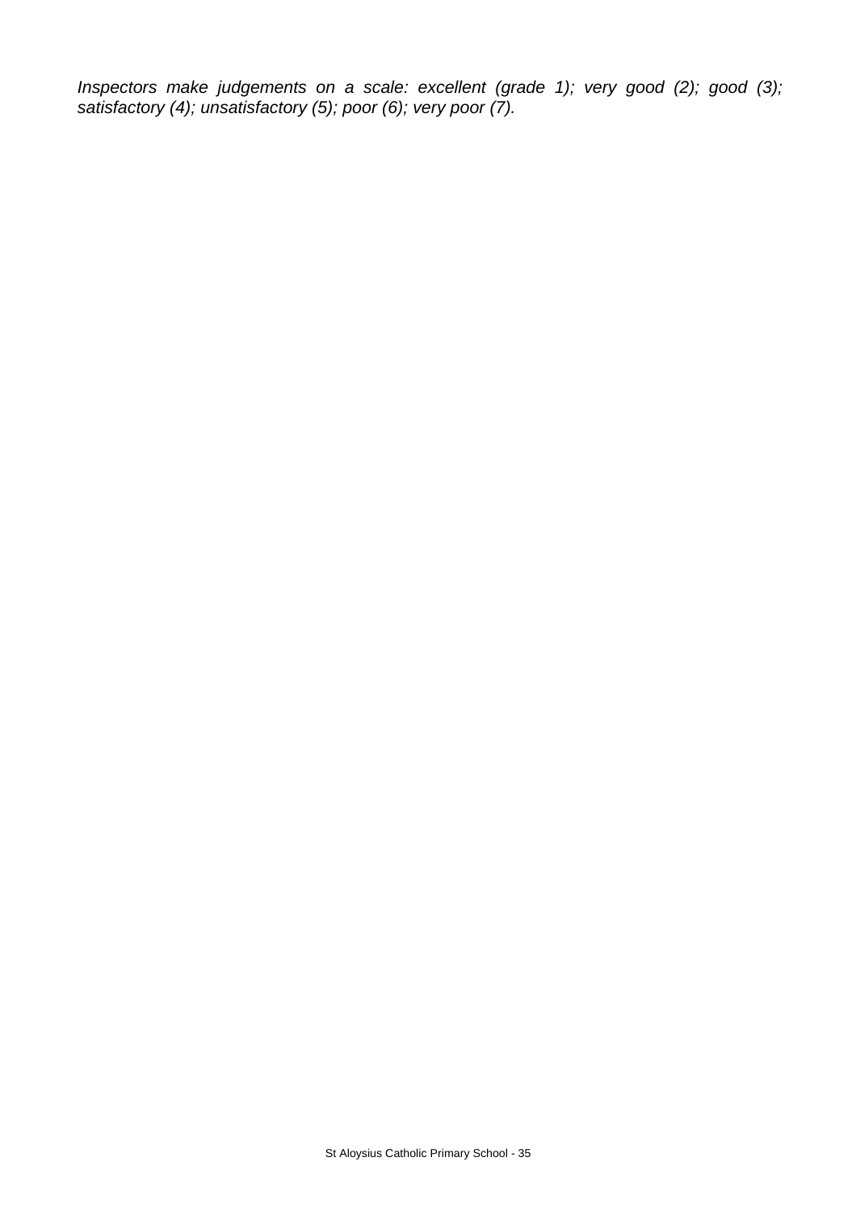*Inspectors make judgements on a scale: excellent (grade 1); very good (2); good (3); satisfactory (4); unsatisfactory (5); poor (6); very poor (7).*